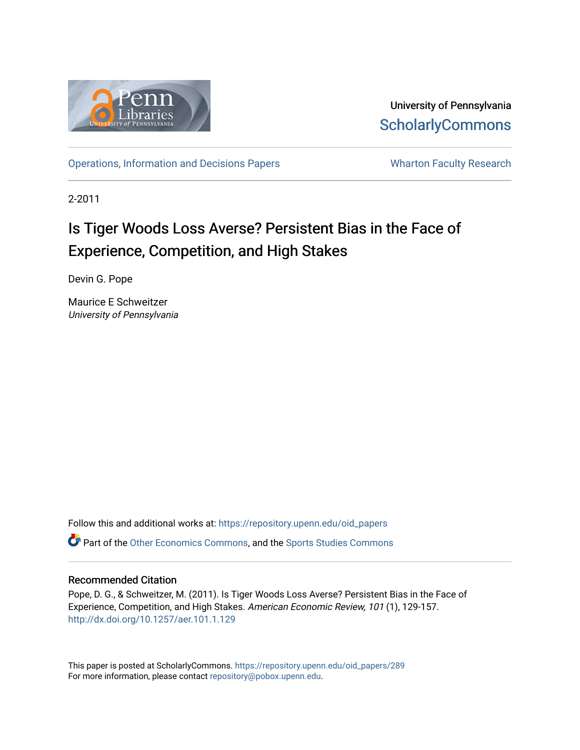University of Pennsylvania
ScholarlyCommons

Operations, Information and Decisions Papers

Wharton Faculty Research

2-2011

# Is Tiger Woods Loss Averse? Persistent Bias in the Face of Experience, Competition, and High Stakes

Devin G. Pope

Maurice E Schweitzer
*University of Pennsylvania*

Follow this and additional works at: https://repository.upenn.edu/oid_papers

Part of the Other Economics Commons, and the Sports Studies Commons

## Recommended Citation

Pope, D. G., & Schweitzer, M. (2011). Is Tiger Woods Loss Averse? Persistent Bias in the Face of Experience, Competition, and High Stakes. *American Economic Review, 101* (1), 129-157. http://dx.doi.org/10.1257/aer.101.1.129

This paper is posted at ScholarlyCommons. https://repository.upenn.edu/oid_papers/289
For more information, please contact repository@pobox.upenn.edu.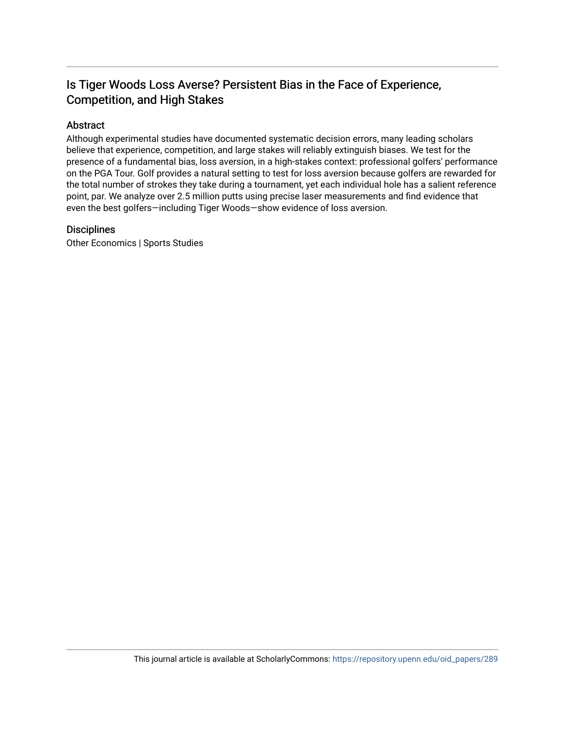# Is Tiger Woods Loss Averse? Persistent Bias in the Face of Experience, Competition, and High Stakes

## Abstract

Although experimental studies have documented systematic decision errors, many leading scholars believe that experience, competition, and large stakes will reliably extinguish biases. We test for the presence of a fundamental bias, loss aversion, in a high-stakes context: professional golfers' performance on the PGA Tour. Golf provides a natural setting to test for loss aversion because golfers are rewarded for the total number of strokes they take during a tournament, yet each individual hole has a salient reference point, par. We analyze over 2.5 million putts using precise laser measurements and find evidence that even the best golfers—including Tiger Woods—show evidence of loss aversion.

## Disciplines

Other Economics | Sports Studies

This journal article is available at ScholarlyCommons: https://repository.upenn.edu/oid_papers/289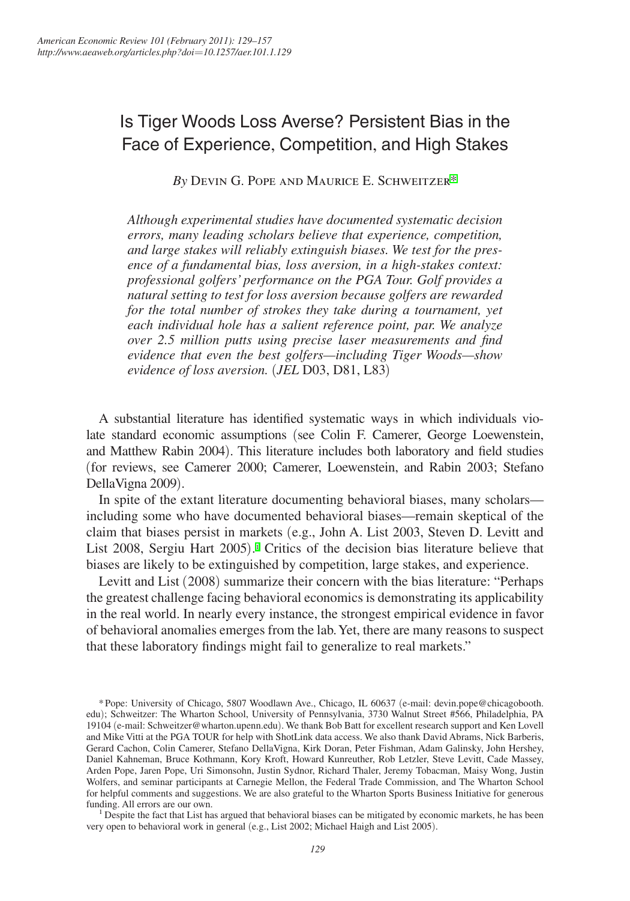# Is Tiger Woods Loss Averse? Persistent Bias in the Face of Experience, Competition, and High Stakes

*By* Devin G. Pope and Maurice E. Schweitzer*

*Although experimental studies have documented systematic decision errors, many leading scholars believe that experience, competition, and large stakes will reliably extinguish biases. We test for the presence of a fundamental bias, loss aversion, in a high-stakes context: professional golfers' performance on the PGA Tour. Golf provides a natural setting to test for loss aversion because golfers are rewarded for the total number of strokes they take during a tournament, yet each individual hole has a salient reference point, par. We analyze over 2.5 million putts using precise laser measurements and find evidence that even the best golfers—including Tiger Woods—show evidence of loss aversion.* (*JEL* D03, D81, L83)

A substantial literature has identified systematic ways in which individuals violate standard economic assumptions (see Colin F. Camerer, George Loewenstein, and Matthew Rabin 2004). This literature includes both laboratory and field studies (for reviews, see Camerer 2000; Camerer, Loewenstein, and Rabin 2003; Stefano DellaVigna 2009).

In spite of the extant literature documenting behavioral biases, many scholars—including some who have documented behavioral biases—remain skeptical of the claim that biases persist in markets (e.g., John A. List 2003, Steven D. Levitt and List 2008, Sergiu Hart 2005).[1] Critics of the decision bias literature believe that biases are likely to be extinguished by competition, large stakes, and experience.

Levitt and List (2008) summarize their concern with the bias literature: "Perhaps the greatest challenge facing behavioral economics is demonstrating its applicability in the real world. In nearly every instance, the strongest empirical evidence in favor of behavioral anomalies emerges from the lab. Yet, there are many reasons to suspect that these laboratory findings might fail to generalize to real markets."

\* Pope: University of Chicago, 5807 Woodlawn Ave., Chicago, IL 60637 (e-mail: devin.pope@chicagobooth.edu); Schweitzer: The Wharton School, University of Pennsylvania, 3730 Walnut Street #566, Philadelphia, PA 19104 (e-mail: Schweitzer@wharton.upenn.edu). We thank Bob Batt for excellent research support and Ken Lovell and Mike Vitti at the PGA TOUR for help with ShotLink data access. We also thank David Abrams, Nick Barberis, Gerard Cachon, Colin Camerer, Stefano DellaVigna, Kirk Doran, Peter Fishman, Adam Galinsky, John Hershey, Daniel Kahneman, Bruce Kothmann, Kory Kroft, Howard Kunreuther, Rob Letzler, Steve Levitt, Cade Massey, Arden Pope, Jaren Pope, Uri Simonsohn, Justin Sydnor, Richard Thaler, Jeremy Tobacman, Maisy Wong, Justin Wolfers, and seminar participants at Carnegie Mellon, the Federal Trade Commission, and The Wharton School for helpful comments and suggestions. We are also grateful to the Wharton Sports Business Initiative for generous funding. All errors are our own.

[1] Despite the fact that List has argued that behavioral biases can be mitigated by economic markets, he has been very open to behavioral work in general (e.g., List 2002; Michael Haigh and List 2005).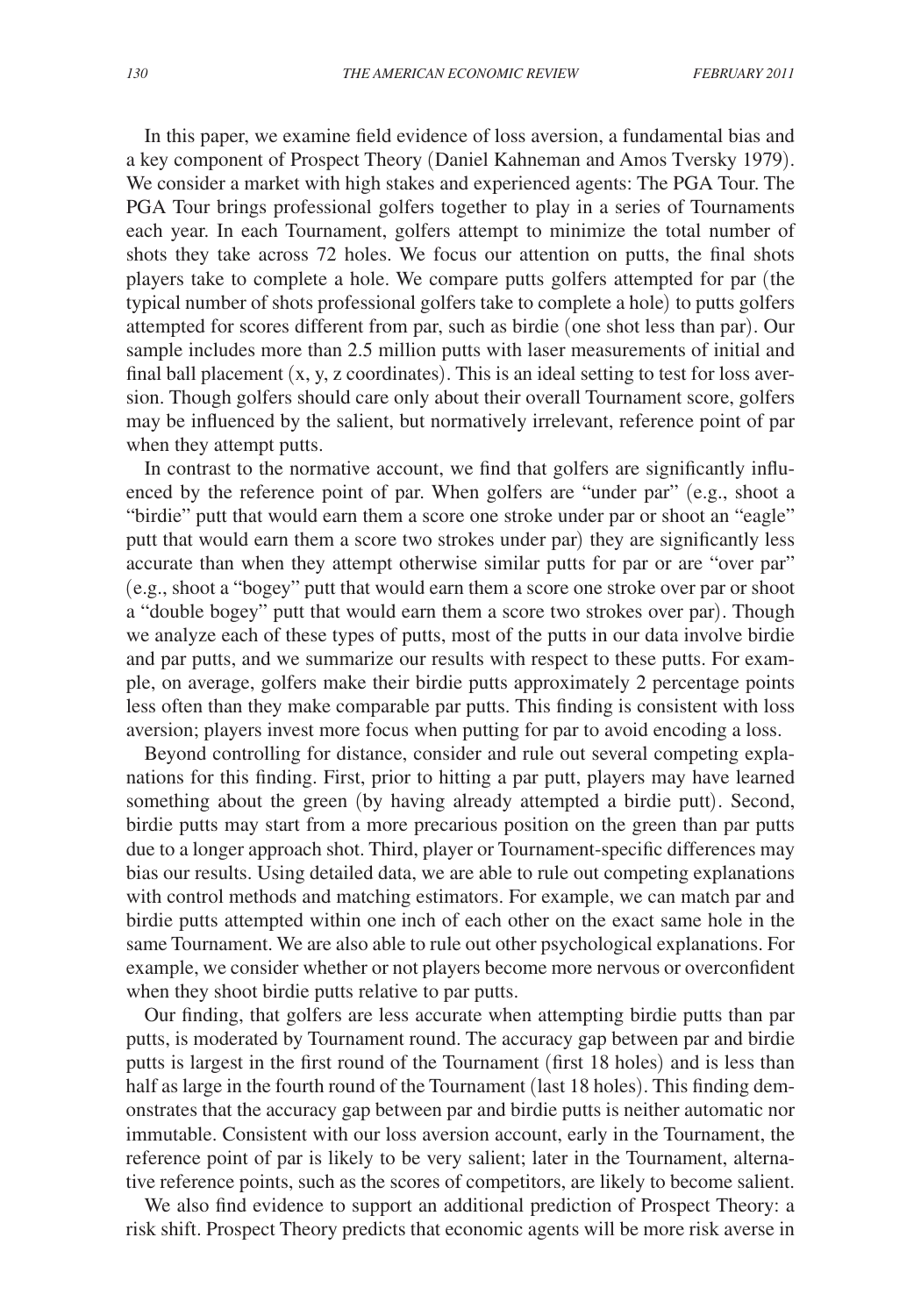In this paper, we examine field evidence of loss aversion, a fundamental bias and a key component of Prospect Theory (Daniel Kahneman and Amos Tversky 1979). We consider a market with high stakes and experienced agents: The PGA Tour. The PGA Tour brings professional golfers together to play in a series of Tournaments each year. In each Tournament, golfers attempt to minimize the total number of shots they take across 72 holes. We focus our attention on putts, the final shots players take to complete a hole. We compare putts golfers attempted for par (the typical number of shots professional golfers take to complete a hole) to putts golfers attempted for scores different from par, such as birdie (one shot less than par). Our sample includes more than 2.5 million putts with laser measurements of initial and final ball placement (x, y, z coordinates). This is an ideal setting to test for loss aversion. Though golfers should care only about their overall Tournament score, golfers may be influenced by the salient, but normatively irrelevant, reference point of par when they attempt putts.

In contrast to the normative account, we find that golfers are significantly influenced by the reference point of par. When golfers are "under par" (e.g., shoot a "birdie" putt that would earn them a score one stroke under par or shoot an "eagle" putt that would earn them a score two strokes under par) they are significantly less accurate than when they attempt otherwise similar putts for par or are "over par" (e.g., shoot a "bogey" putt that would earn them a score one stroke over par or shoot a "double bogey" putt that would earn them a score two strokes over par). Though we analyze each of these types of putts, most of the putts in our data involve birdie and par putts, and we summarize our results with respect to these putts. For example, on average, golfers make their birdie putts approximately 2 percentage points less often than they make comparable par putts. This finding is consistent with loss aversion; players invest more focus when putting for par to avoid encoding a loss.

Beyond controlling for distance, consider and rule out several competing explanations for this finding. First, prior to hitting a par putt, players may have learned something about the green (by having already attempted a birdie putt). Second, birdie putts may start from a more precarious position on the green than par putts due to a longer approach shot. Third, player or Tournament-specific differences may bias our results. Using detailed data, we are able to rule out competing explanations with control methods and matching estimators. For example, we can match par and birdie putts attempted within one inch of each other on the exact same hole in the same Tournament. We are also able to rule out other psychological explanations. For example, we consider whether or not players become more nervous or overconfident when they shoot birdie putts relative to par putts.

Our finding, that golfers are less accurate when attempting birdie putts than par putts, is moderated by Tournament round. The accuracy gap between par and birdie putts is largest in the first round of the Tournament (first 18 holes) and is less than half as large in the fourth round of the Tournament (last 18 holes). This finding demonstrates that the accuracy gap between par and birdie putts is neither automatic nor immutable. Consistent with our loss aversion account, early in the Tournament, the reference point of par is likely to be very salient; later in the Tournament, alternative reference points, such as the scores of competitors, are likely to become salient.

We also find evidence to support an additional prediction of Prospect Theory: a risk shift. Prospect Theory predicts that economic agents will be more risk averse in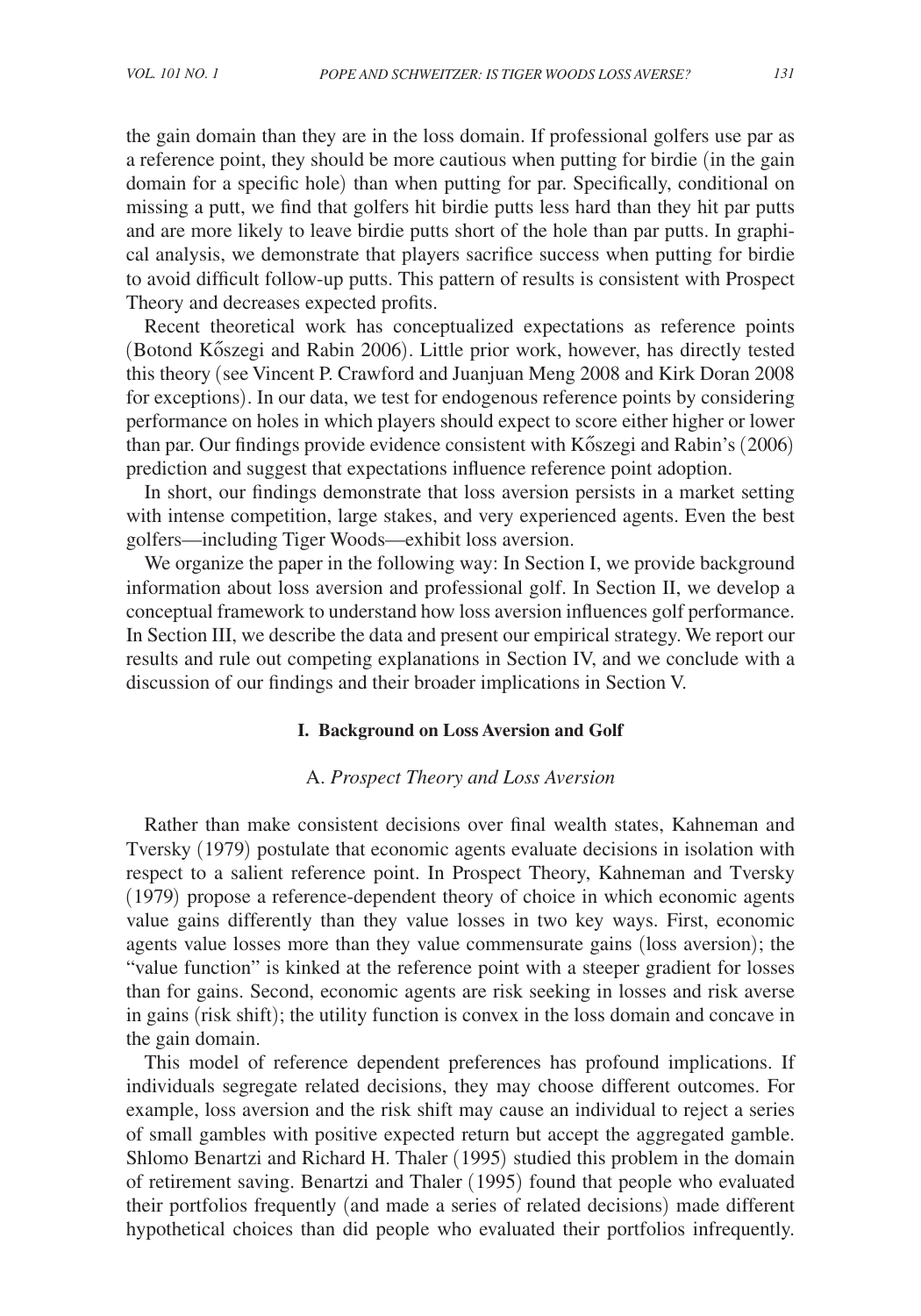the gain domain than they are in the loss domain. If professional golfers use par as a reference point, they should be more cautious when putting for birdie (in the gain domain for a specific hole) than when putting for par. Specifically, conditional on missing a putt, we find that golfers hit birdie putts less hard than they hit par putts and are more likely to leave birdie putts short of the hole than par putts. In graphical analysis, we demonstrate that players sacrifice success when putting for birdie to avoid difficult follow-up putts. This pattern of results is consistent with Prospect Theory and decreases expected profits.

Recent theoretical work has conceptualized expectations as reference points (Botond Kőszegi and Rabin 2006). Little prior work, however, has directly tested this theory (see Vincent P. Crawford and Juanjuan Meng 2008 and Kirk Doran 2008 for exceptions). In our data, we test for endogenous reference points by considering performance on holes in which players should expect to score either higher or lower than par. Our findings provide evidence consistent with Kőszegi and Rabin's (2006) prediction and suggest that expectations influence reference point adoption.

In short, our findings demonstrate that loss aversion persists in a market setting with intense competition, large stakes, and very experienced agents. Even the best golfers—including Tiger Woods—exhibit loss aversion.

We organize the paper in the following way: In Section I, we provide background information about loss aversion and professional golf. In Section II, we develop a conceptual framework to understand how loss aversion influences golf performance. In Section III, we describe the data and present our empirical strategy. We report our results and rule out competing explanations in Section IV, and we conclude with a discussion of our findings and their broader implications in Section V.

## I. Background on Loss Aversion and Golf

### A. *Prospect Theory and Loss Aversion*

Rather than make consistent decisions over final wealth states, Kahneman and Tversky (1979) postulate that economic agents evaluate decisions in isolation with respect to a salient reference point. In Prospect Theory, Kahneman and Tversky (1979) propose a reference-dependent theory of choice in which economic agents value gains differently than they value losses in two key ways. First, economic agents value losses more than they value commensurate gains (loss aversion); the "value function" is kinked at the reference point with a steeper gradient for losses than for gains. Second, economic agents are risk seeking in losses and risk averse in gains (risk shift); the utility function is convex in the loss domain and concave in the gain domain.

This model of reference dependent preferences has profound implications. If individuals segregate related decisions, they may choose different outcomes. For example, loss aversion and the risk shift may cause an individual to reject a series of small gambles with positive expected return but accept the aggregated gamble. Shlomo Benartzi and Richard H. Thaler (1995) studied this problem in the domain of retirement saving. Benartzi and Thaler (1995) found that people who evaluated their portfolios frequently (and made a series of related decisions) made different hypothetical choices than did people who evaluated their portfolios infrequently.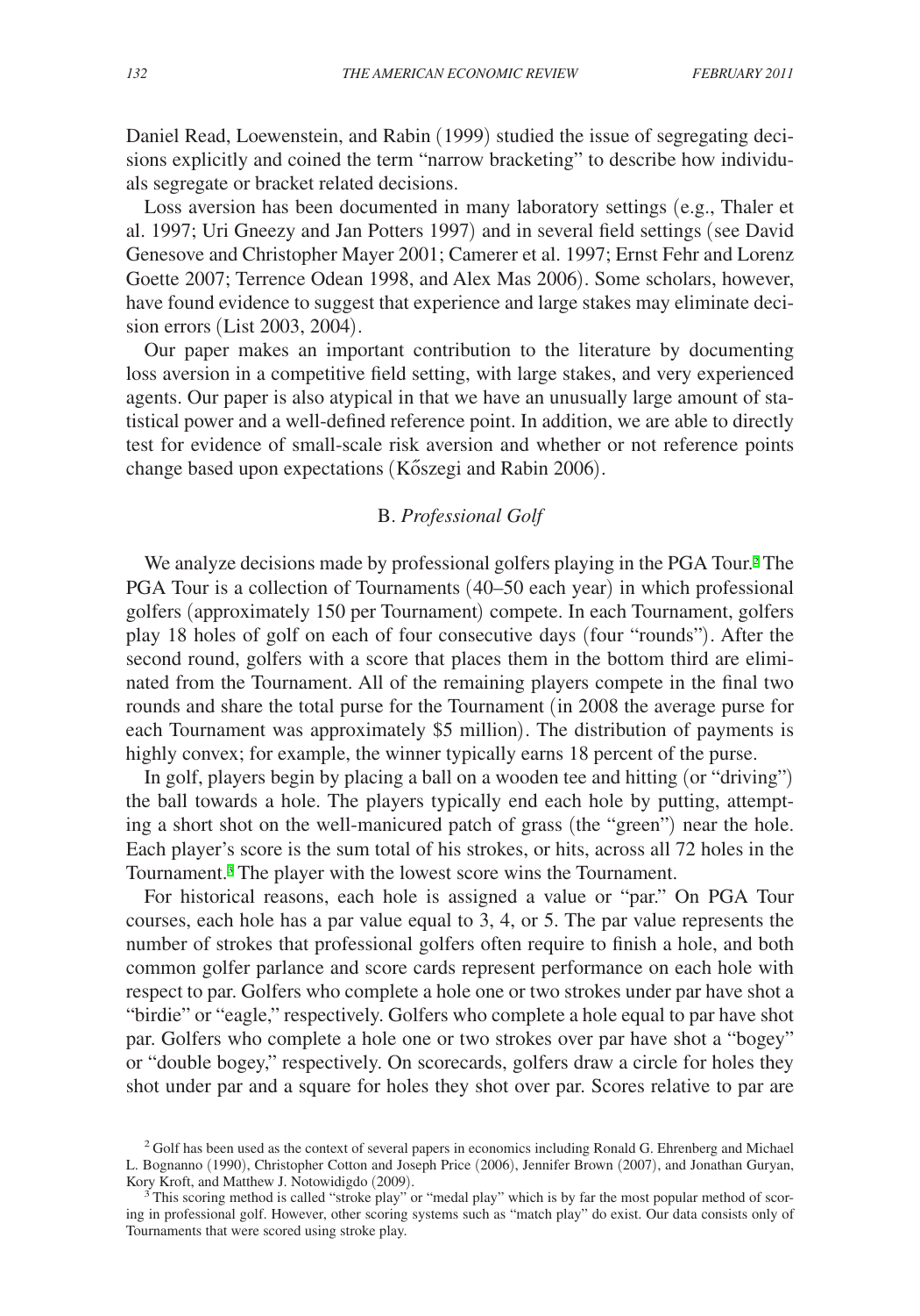Daniel Read, Loewenstein, and Rabin (1999) studied the issue of segregating decisions explicitly and coined the term "narrow bracketing" to describe how individuals segregate or bracket related decisions.

Loss aversion has been documented in many laboratory settings (e.g., Thaler et al. 1997; Uri Gneezy and Jan Potters 1997) and in several field settings (see David Genesove and Christopher Mayer 2001; Camerer et al. 1997; Ernst Fehr and Lorenz Goette 2007; Terrence Odean 1998, and Alex Mas 2006). Some scholars, however, have found evidence to suggest that experience and large stakes may eliminate decision errors (List 2003, 2004).

Our paper makes an important contribution to the literature by documenting loss aversion in a competitive field setting, with large stakes, and very experienced agents. Our paper is also atypical in that we have an unusually large amount of statistical power and a well-defined reference point. In addition, we are able to directly test for evidence of small-scale risk aversion and whether or not reference points change based upon expectations (Kőszegi and Rabin 2006).

### B. *Professional Golf*

We analyze decisions made by professional golfers playing in the PGA Tour.[2] The PGA Tour is a collection of Tournaments (40–50 each year) in which professional golfers (approximately 150 per Tournament) compete. In each Tournament, golfers play 18 holes of golf on each of four consecutive days (four "rounds"). After the second round, golfers with a score that places them in the bottom third are eliminated from the Tournament. All of the remaining players compete in the final two rounds and share the total purse for the Tournament (in 2008 the average purse for each Tournament was approximately $5 million). The distribution of payments is highly convex; for example, the winner typically earns 18 percent of the purse.

In golf, players begin by placing a ball on a wooden tee and hitting (or "driving") the ball towards a hole. The players typically end each hole by putting, attempting a short shot on the well-manicured patch of grass (the "green") near the hole. Each player's score is the sum total of his strokes, or hits, across all 72 holes in the Tournament.[3] The player with the lowest score wins the Tournament.

For historical reasons, each hole is assigned a value or "par." On PGA Tour courses, each hole has a par value equal to 3, 4, or 5. The par value represents the number of strokes that professional golfers often require to finish a hole, and both common golfer parlance and score cards represent performance on each hole with respect to par. Golfers who complete a hole one or two strokes under par have shot a "birdie" or "eagle," respectively. Golfers who complete a hole equal to par have shot par. Golfers who complete a hole one or two strokes over par have shot a "bogey" or "double bogey," respectively. On scorecards, golfers draw a circle for holes they shot under par and a square for holes they shot over par. Scores relative to par are

[2] Golf has been used as the context of several papers in economics including Ronald G. Ehrenberg and Michael L. Bognanno (1990), Christopher Cotton and Joseph Price (2006), Jennifer Brown (2007), and Jonathan Guryan, Kory Kroft, and Matthew J. Notowidigdo (2009).

[3] This scoring method is called "stroke play" or "medal play" which is by far the most popular method of scoring in professional golf. However, other scoring systems such as "match play" do exist. Our data consists only of Tournaments that were scored using stroke play.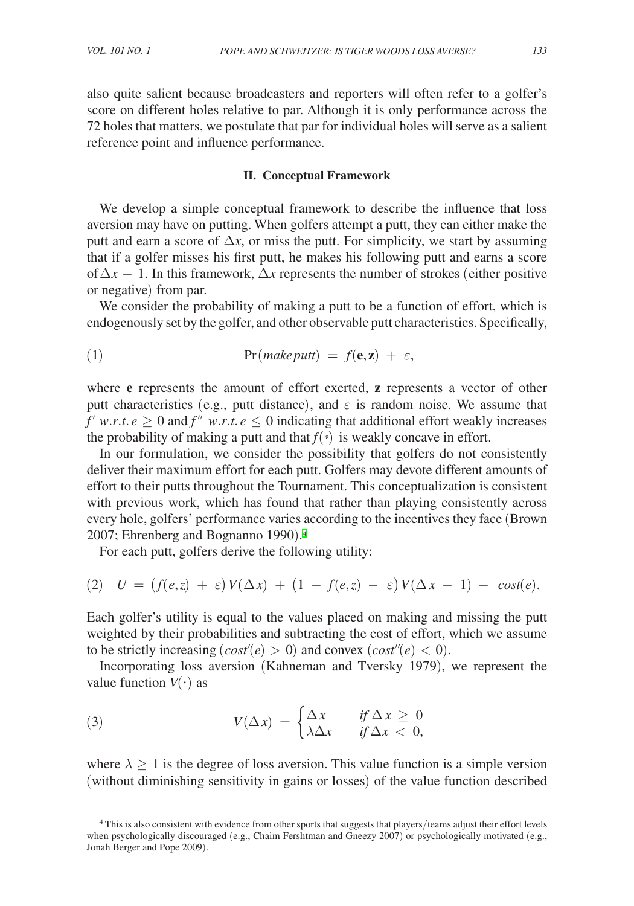also quite salient because broadcasters and reporters will often refer to a golfer's score on different holes relative to par. Although it is only performance across the 72 holes that matters, we postulate that par for individual holes will serve as a salient reference point and influence performance.

## II. Conceptual Framework

We develop a simple conceptual framework to describe the influence that loss aversion may have on putting. When golfers attempt a putt, they can either make the putt and earn a score of $\Delta x$, or miss the putt. For simplicity, we start by assuming that if a golfer misses his first putt, he makes his following putt and earns a score of $\Delta x - 1$. In this framework, $\Delta x$ represents the number of strokes (either positive or negative) from par.

We consider the probability of making a putt to be a function of effort, which is endogenously set by the golfer, and other observable putt characteristics. Specifically,

$$\Pr(make\, putt) = f(\mathbf{e}, \mathbf{z}) + \varepsilon, \tag{1}$$

where **e** represents the amount of effort exerted, **z** represents a vector of other putt characteristics (e.g., putt distance), and $\varepsilon$ is random noise. We assume that $f'$ $w.r.t.\, e \geq 0$ and $f''$ $w.r.t.\, e \leq 0$ indicating that additional effort weakly increases the probability of making a putt and that $f(*)$ is weakly concave in effort.

In our formulation, we consider the possibility that golfers do not consistently deliver their maximum effort for each putt. Golfers may devote different amounts of effort to their putts throughout the Tournament. This conceptualization is consistent with previous work, which has found that rather than playing consistently across every hole, golfers' performance varies according to the incentives they face (Brown 2007; Ehrenberg and Bognanno 1990).[4]

For each putt, golfers derive the following utility:

$$U = \big(f(e,z) + \varepsilon\big)V(\Delta x) + \big(1 - f(e,z) - \varepsilon\big)V(\Delta x - 1) - cost(e). \tag{2}$$

Each golfer's utility is equal to the values placed on making and missing the putt weighted by their probabilities and subtracting the cost of effort, which we assume to be strictly increasing ($cost'(e) > 0$) and convex ($cost''(e) < 0$).

Incorporating loss aversion (Kahneman and Tversky 1979), we represent the value function $V(\cdot)$ as

$$V(\Delta x) = \begin{cases} \Delta x & if\ \Delta x \geq 0 \\ \lambda \Delta x & if\ \Delta x < 0, \end{cases} \tag{3}$$

where $\lambda \geq 1$ is the degree of loss aversion. This value function is a simple version (without diminishing sensitivity in gains or losses) of the value function described

[4] This is also consistent with evidence from other sports that suggests that players/teams adjust their effort levels when psychologically discouraged (e.g., Chaim Fershtman and Gneezy 2007) or psychologically motivated (e.g., Jonah Berger and Pope 2009).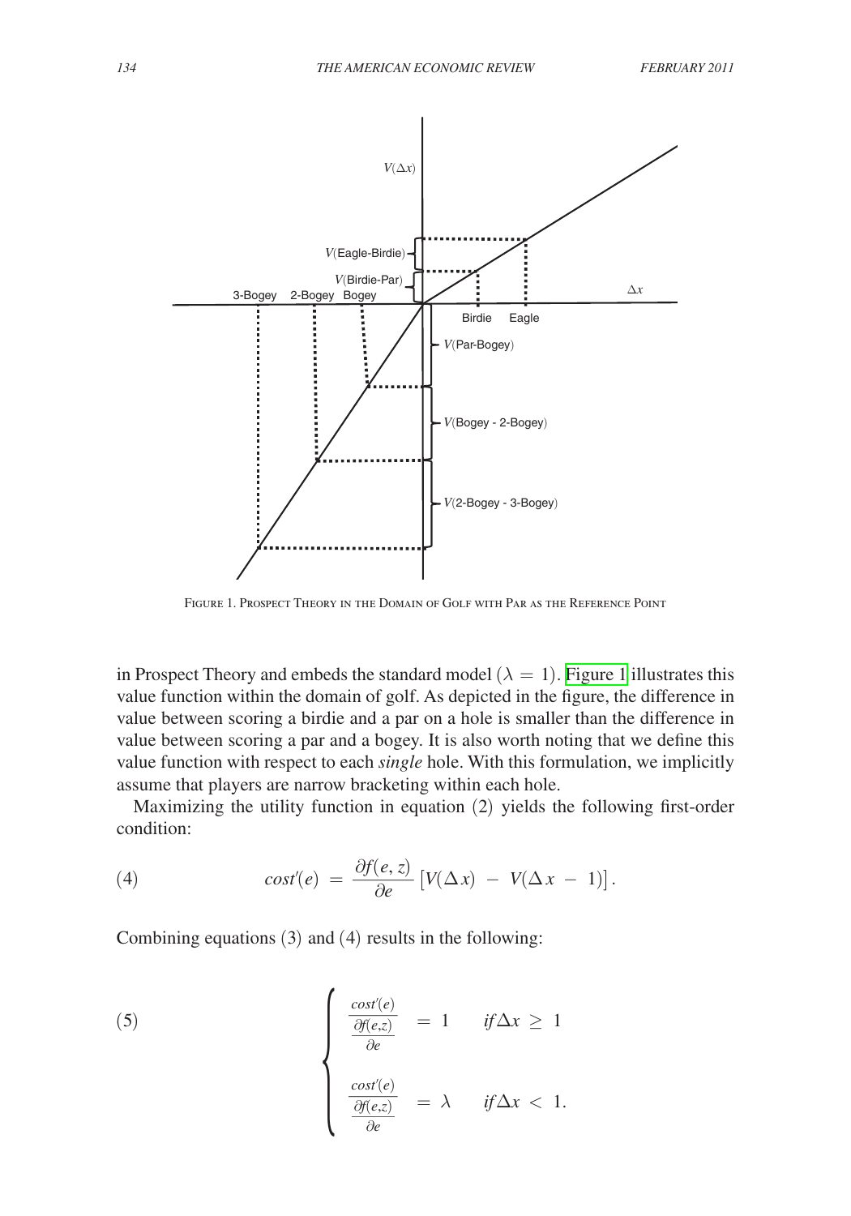Figure 1. Prospect Theory in the Domain of Golf with Par as the Reference Point

in Prospect Theory and embeds the standard model ($\lambda = 1$). Figure 1 illustrates this value function within the domain of golf. As depicted in the figure, the difference in value between scoring a birdie and a par on a hole is smaller than the difference in value between scoring a par and a bogey. It is also worth noting that we define this value function with respect to each *single* hole. With this formulation, we implicitly assume that players are narrow bracketing within each hole.

Maximizing the utility function in equation (2) yields the following first-order condition:

$$cost'(e) = \frac{\partial f(e,z)}{\partial e}\left[V(\Delta x) - V(\Delta x - 1)\right]. \tag{4}$$

Combining equations (3) and (4) results in the following:

$$\begin{cases} \dfrac{cost'(e)}{\frac{\partial f(e,z)}{\partial e}} = 1 & if\,\Delta x \geq 1 \\[2ex] \dfrac{cost'(e)}{\frac{\partial f(e,z)}{\partial e}} = \lambda & if\,\Delta x < 1. \end{cases} \tag{5}$$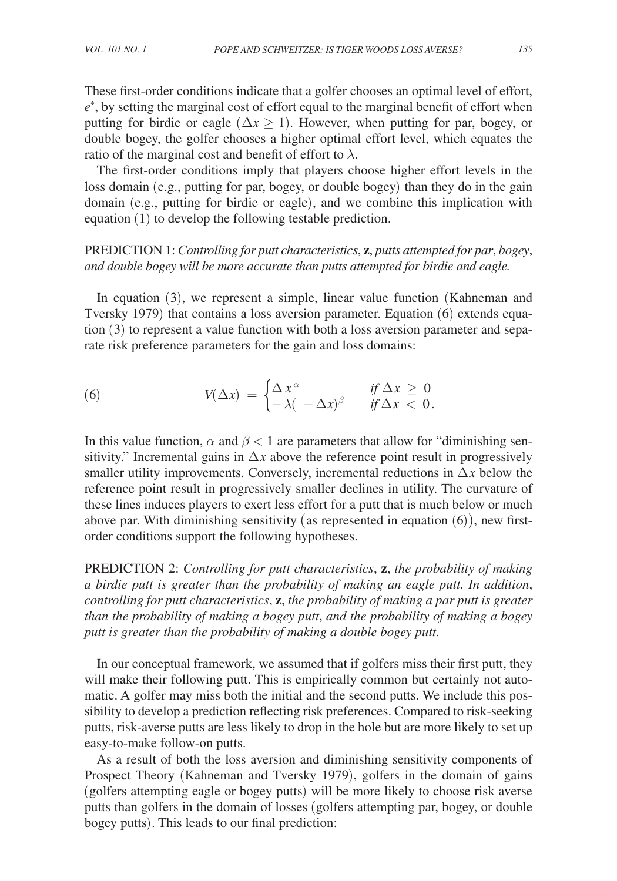These first-order conditions indicate that a golfer chooses an optimal level of effort, $e^{*}$, by setting the marginal cost of effort equal to the marginal benefit of effort when putting for birdie or eagle ($\Delta x \geq 1$). However, when putting for par, bogey, or double bogey, the golfer chooses a higher optimal effort level, which equates the ratio of the marginal cost and benefit of effort to $\lambda$.

The first-order conditions imply that players choose higher effort levels in the loss domain (e.g., putting for par, bogey, or double bogey) than they do in the gain domain (e.g., putting for birdie or eagle), and we combine this implication with equation (1) to develop the following testable prediction.

PREDICTION 1: *Controlling for putt characteristics*, **z**, *putts attempted for par*, *bogey*, *and double bogey will be more accurate than putts attempted for birdie and eagle.*

In equation (3), we represent a simple, linear value function (Kahneman and Tversky 1979) that contains a loss aversion parameter. Equation (6) extends equation (3) to represent a value function with both a loss aversion parameter and separate risk preference parameters for the gain and loss domains:

$$V(\Delta x) = \begin{cases} \Delta x^{\alpha} & \text{if } \Delta x \geq 0 \\ -\lambda(-\Delta x)^{\beta} & \text{if } \Delta x < 0. \end{cases} \tag{6}$$

In this value function, $\alpha$ and $\beta < 1$ are parameters that allow for "diminishing sensitivity." Incremental gains in $\Delta x$ above the reference point result in progressively smaller utility improvements. Conversely, incremental reductions in $\Delta x$ below the reference point result in progressively smaller declines in utility. The curvature of these lines induces players to exert less effort for a putt that is much below or much above par. With diminishing sensitivity (as represented in equation (6)), new first-order conditions support the following hypotheses.

PREDICTION 2: *Controlling for putt characteristics*, **z**, *the probability of making a birdie putt is greater than the probability of making an eagle putt. In addition*, *controlling for putt characteristics*, **z**, *the probability of making a par putt is greater than the probability of making a bogey putt*, *and the probability of making a bogey putt is greater than the probability of making a double bogey putt.*

In our conceptual framework, we assumed that if golfers miss their first putt, they will make their following putt. This is empirically common but certainly not automatic. A golfer may miss both the initial and the second putts. We include this possibility to develop a prediction reflecting risk preferences. Compared to risk-seeking putts, risk-averse putts are less likely to drop in the hole but are more likely to set up easy-to-make follow-on putts.

As a result of both the loss aversion and diminishing sensitivity components of Prospect Theory (Kahneman and Tversky 1979), golfers in the domain of gains (golfers attempting eagle or bogey putts) will be more likely to choose risk averse putts than golfers in the domain of losses (golfers attempting par, bogey, or double bogey putts). This leads to our final prediction: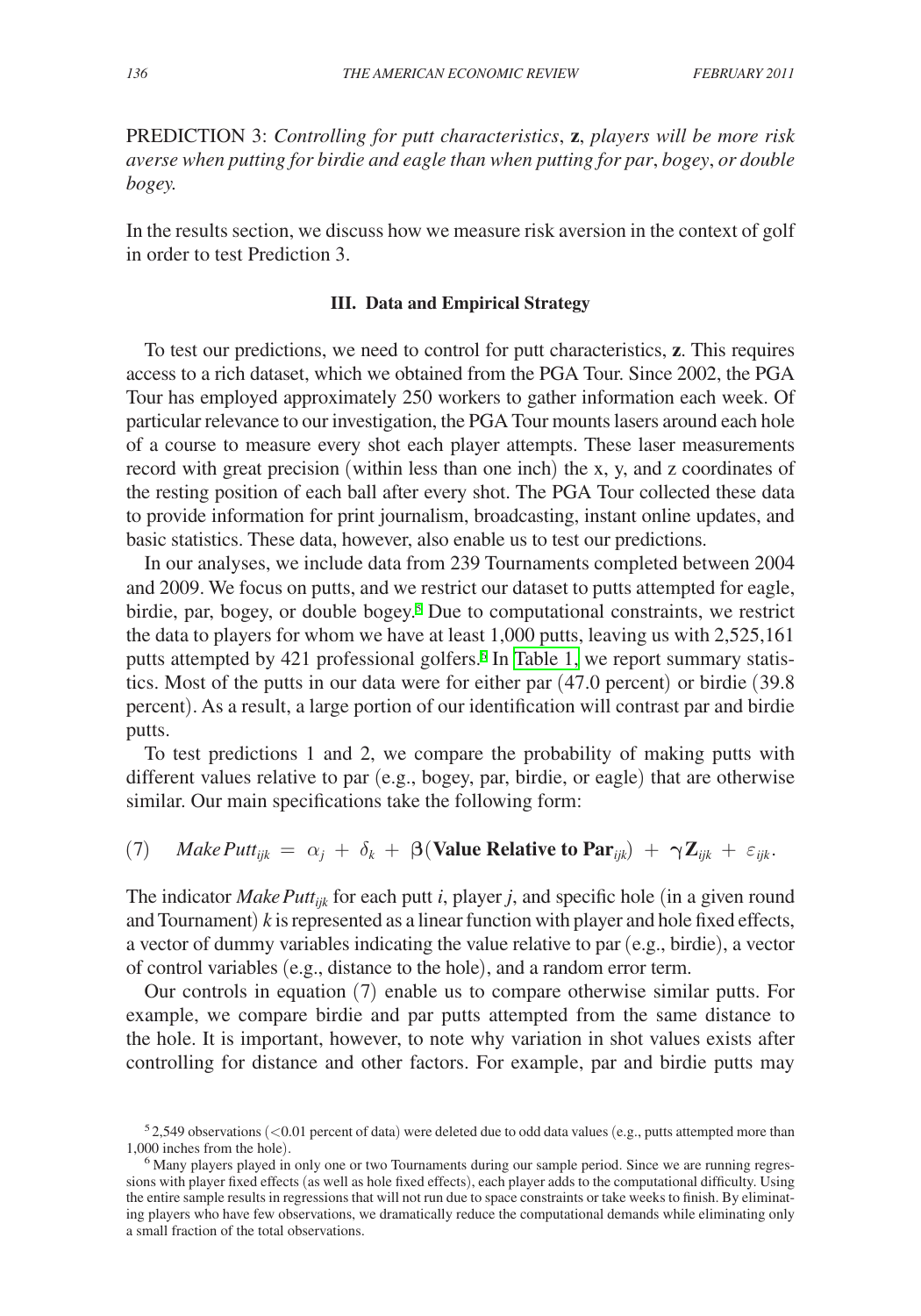PREDICTION 3: *Controlling for putt characteristics*, **z**, *players will be more risk averse when putting for birdie and eagle than when putting for par*, *bogey*, *or double bogey.*

In the results section, we discuss how we measure risk aversion in the context of golf in order to test Prediction 3.

### III. Data and Empirical Strategy

To test our predictions, we need to control for putt characteristics, **z**. This requires access to a rich dataset, which we obtained from the PGA Tour. Since 2002, the PGA Tour has employed approximately 250 workers to gather information each week. Of particular relevance to our investigation, the PGA Tour mounts lasers around each hole of a course to measure every shot each player attempts. These laser measurements record with great precision (within less than one inch) the x, y, and z coordinates of the resting position of each ball after every shot. The PGA Tour collected these data to provide information for print journalism, broadcasting, instant online updates, and basic statistics. These data, however, also enable us to test our predictions.

In our analyses, we include data from 239 Tournaments completed between 2004 and 2009. We focus on putts, and we restrict our dataset to putts attempted for eagle, birdie, par, bogey, or double bogey.[5] Due to computational constraints, we restrict the data to players for whom we have at least 1,000 putts, leaving us with 2,525,161 putts attempted by 421 professional golfers.[6] In Table 1, we report summary statistics. Most of the putts in our data were for either par (47.0 percent) or birdie (39.8 percent). As a result, a large portion of our identification will contrast par and birdie putts.

To test predictions 1 and 2, we compare the probability of making putts with different values relative to par (e.g., bogey, par, birdie, or eagle) that are otherwise similar. Our main specifications take the following form:

$$(7) \quad Make\,Putt_{ijk} = \alpha_j + \delta_k + \boldsymbol{\beta}(\textbf{Value Relative to Par}_{ijk}) + \boldsymbol{\gamma}\mathbf{Z}_{ijk} + \varepsilon_{ijk}.$$

The indicator $Make\,Putt_{ijk}$ for each putt $i$, player $j$, and specific hole (in a given round and Tournament) $k$ is represented as a linear function with player and hole fixed effects, a vector of dummy variables indicating the value relative to par (e.g., birdie), a vector of control variables (e.g., distance to the hole), and a random error term.

Our controls in equation (7) enable us to compare otherwise similar putts. For example, we compare birdie and par putts attempted from the same distance to the hole. It is important, however, to note why variation in shot values exists after controlling for distance and other factors. For example, par and birdie putts may

[5] 2,549 observations (<0.01 percent of data) were deleted due to odd data values (e.g., putts attempted more than 1,000 inches from the hole).

[6] Many players played in only one or two Tournaments during our sample period. Since we are running regressions with player fixed effects (as well as hole fixed effects), each player adds to the computational difficulty. Using the entire sample results in regressions that will not run due to space constraints or take weeks to finish. By eliminating players who have few observations, we dramatically reduce the computational demands while eliminating only a small fraction of the total observations.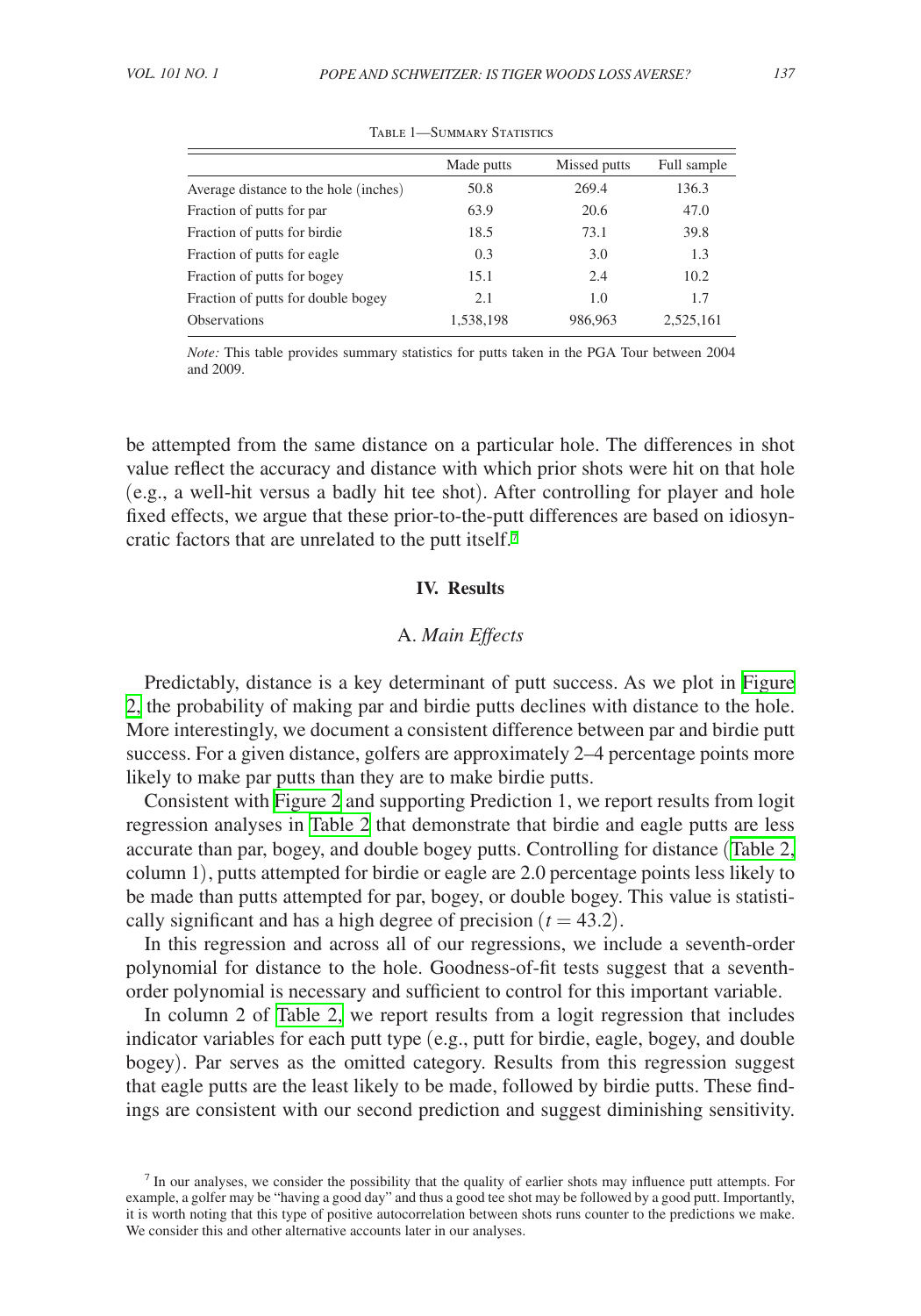Table 1—Summary Statistics

| | Made putts | Missed putts | Full sample |
|---|---|---|---|
| Average distance to the hole (inches) | 50.8 | 269.4 | 136.3 |
| Fraction of putts for par | 63.9 | 20.6 | 47.0 |
| Fraction of putts for birdie | 18.5 | 73.1 | 39.8 |
| Fraction of putts for eagle | 0.3 | 3.0 | 1.3 |
| Fraction of putts for bogey | 15.1 | 2.4 | 10.2 |
| Fraction of putts for double bogey | 2.1 | 1.0 | 1.7 |
| Observations | 1,538,198 | 986,963 | 2,525,161 |

*Note:* This table provides summary statistics for putts taken in the PGA Tour between 2004 and 2009.

be attempted from the same distance on a particular hole. The differences in shot value reflect the accuracy and distance with which prior shots were hit on that hole (e.g., a well-hit versus a badly hit tee shot). After controlling for player and hole fixed effects, we argue that these prior-to-the-putt differences are based on idiosyncratic factors that are unrelated to the putt itself.[7]

## IV. Results

### A. *Main Effects*

Predictably, distance is a key determinant of putt success. As we plot in Figure 2, the probability of making par and birdie putts declines with distance to the hole. More interestingly, we document a consistent difference between par and birdie putt success. For a given distance, golfers are approximately 2–4 percentage points more likely to make par putts than they are to make birdie putts.

Consistent with Figure 2 and supporting Prediction 1, we report results from logit regression analyses in Table 2 that demonstrate that birdie and eagle putts are less accurate than par, bogey, and double bogey putts. Controlling for distance (Table 2, column 1), putts attempted for birdie or eagle are 2.0 percentage points less likely to be made than putts attempted for par, bogey, or double bogey. This value is statistically significant and has a high degree of precision ($t = 43.2$).

In this regression and across all of our regressions, we include a seventh-order polynomial for distance to the hole. Goodness-of-fit tests suggest that a seventh-order polynomial is necessary and sufficient to control for this important variable.

In column 2 of Table 2, we report results from a logit regression that includes indicator variables for each putt type (e.g., putt for birdie, eagle, bogey, and double bogey). Par serves as the omitted category. Results from this regression suggest that eagle putts are the least likely to be made, followed by birdie putts. These findings are consistent with our second prediction and suggest diminishing sensitivity.

[7] In our analyses, we consider the possibility that the quality of earlier shots may influence putt attempts. For example, a golfer may be "having a good day" and thus a good tee shot may be followed by a good putt. Importantly, it is worth noting that this type of positive autocorrelation between shots runs counter to the predictions we make. We consider this and other alternative accounts later in our analyses.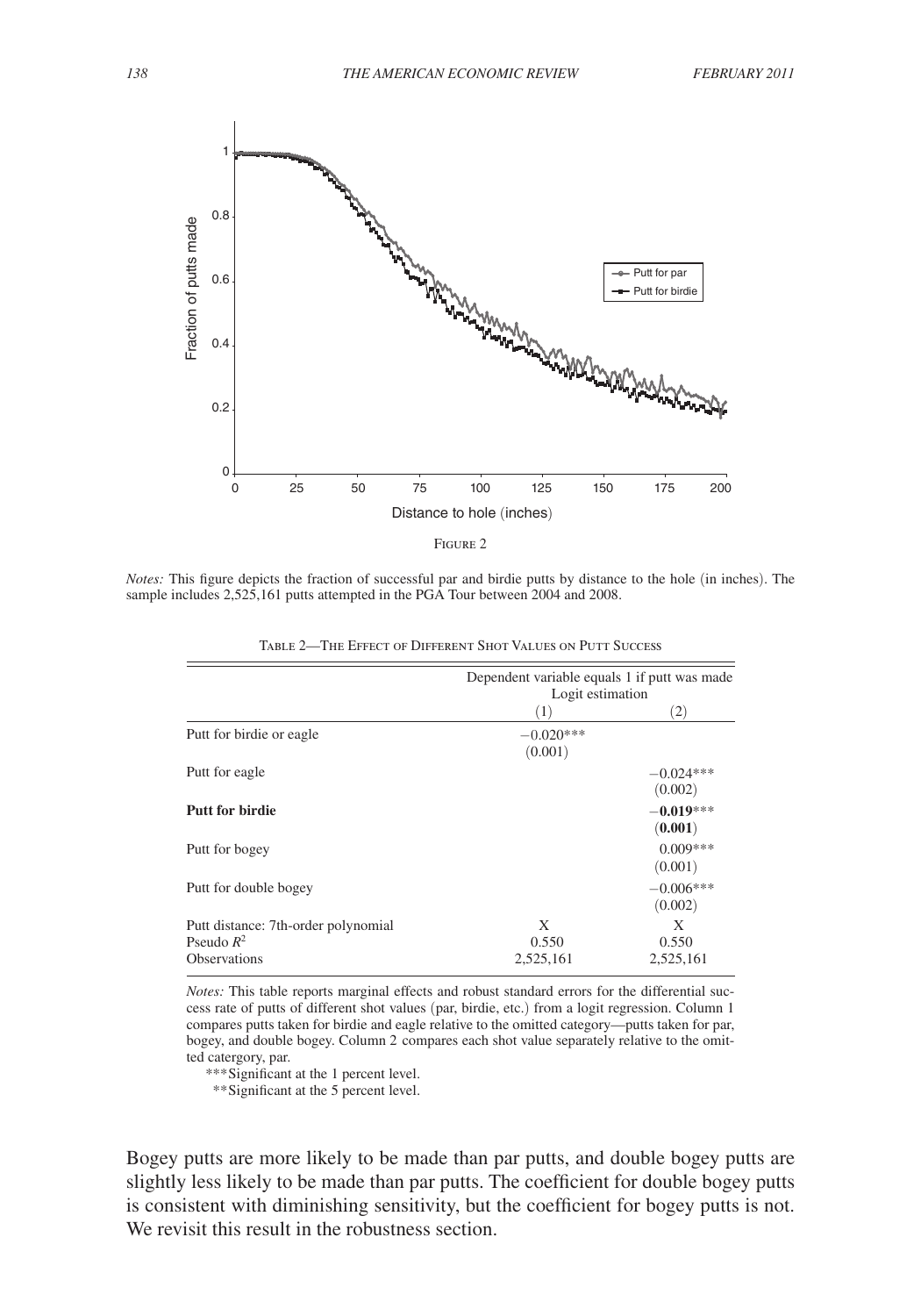Figure 2

*Notes:* This figure depicts the fraction of successful par and birdie putts by distance to the hole (in inches). The sample includes 2,525,161 putts attempted in the PGA Tour between 2004 and 2008.

Table 2—The Effect of Different Shot Values on Putt Success

| | Dependent variable equals 1 if putt was made Logit estimation | |
|---|---|---|
| | (1) | (2) |
| Putt for birdie or eagle | −0.020*** (0.001) | |
| Putt for eagle | | −0.024*** (0.002) |
| **Putt for birdie** | | **−0.019***** (**0.001**) |
| Putt for bogey | | 0.009*** (0.001) |
| Putt for double bogey | | −0.006*** (0.002) |
| Putt distance: 7th-order polynomial | X | X |
| Pseudo $R^2$ | 0.550 | 0.550 |
| Observations | 2,525,161 | 2,525,161 |

*Notes:* This table reports marginal effects and robust standard errors for the differential success rate of putts of different shot values (par, birdie, etc.) from a logit regression. Column 1 compares putts taken for birdie and eagle relative to the omitted category—putts taken for par, bogey, and double bogey. Column 2 compares each shot value separately relative to the omitted catergory, par.

***Significant at the 1 percent level.

**Significant at the 5 percent level.

Bogey putts are more likely to be made than par putts, and double bogey putts are slightly less likely to be made than par putts. The coefficient for double bogey putts is consistent with diminishing sensitivity, but the coefficient for bogey putts is not. We revisit this result in the robustness section.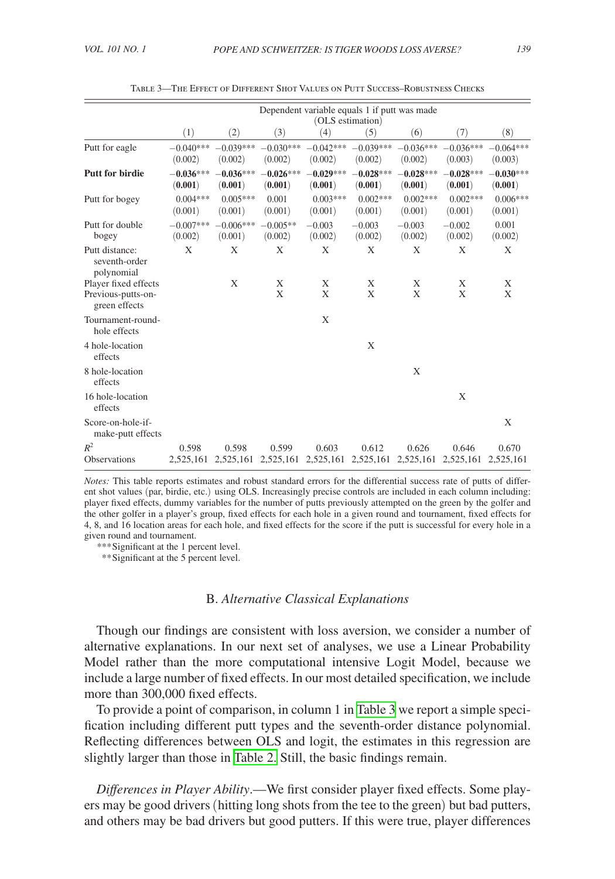Table 3—The Effect of Different Shot Values on Putt Success–Robustness Checks

| | Dependent variable equals 1 if putt was made (OLS estimation) | | | | | | | |
|---|---|---|---|---|---|---|---|---|
| | (1) | (2) | (3) | (4) | (5) | (6) | (7) | (8) |
| Putt for eagle | −0.040*** | −0.039*** | −0.030*** | −0.042*** | −0.039*** | −0.036*** | −0.036*** | −0.064*** |
| | (0.002) | (0.002) | (0.002) | (0.002) | (0.002) | (0.002) | (0.003) | (0.003) |
| **Putt for birdie** | **−0.036***** | **−0.036***** | **−0.026***** | **−0.029***** | **−0.028***** | **−0.028***** | **−0.028***** | **−0.030***** |
| | **(0.001)** | **(0.001)** | **(0.001)** | **(0.001)** | **(0.001)** | **(0.001)** | **(0.001)** | **(0.001)** |
| Putt for bogey | 0.004*** | 0.005*** | 0.001 | 0.003*** | 0.002*** | 0.002*** | 0.002*** | 0.006*** |
| | (0.001) | (0.001) | (0.001) | (0.001) | (0.001) | (0.001) | (0.001) | (0.001) |
| Putt for double bogey | −0.007*** | −0.006*** | −0.005** | −0.003 | −0.003 | −0.003 | −0.002 | 0.001 |
| | (0.002) | (0.001) | (0.002) | (0.002) | (0.002) | (0.002) | (0.002) | (0.002) |
| Putt distance: seventh-order polynomial | X | X | X | X | X | X | X | X |
| Player fixed effects | | X | X | X | X | X | X | X |
| Previous-putts-on-green effects | | | X | X | X | X | X | X |
| Tournament-round-hole effects | | | | X | | | | |
| 4 hole-location effects | | | | | X | | | |
| 8 hole-location effects | | | | | | X | | |
| 16 hole-location effects | | | | | | | X | |
| Score-on-hole-if-make-putt effects | | | | | | | | X |
| $R^2$ | 0.598 | 0.598 | 0.599 | 0.603 | 0.612 | 0.626 | 0.646 | 0.670 |
| Observations | 2,525,161 | 2,525,161 | 2,525,161 | 2,525,161 | 2,525,161 | 2,525,161 | 2,525,161 | 2,525,161 |

*Notes:* This table reports estimates and robust standard errors for the differential success rate of putts of different shot values (par, birdie, etc.) using OLS. Increasingly precise controls are included in each column including: player fixed effects, dummy variables for the number of putts previously attempted on the green by the golfer and the other golfer in a player's group, fixed effects for each hole in a given round and tournament, fixed effects for 4, 8, and 16 location areas for each hole, and fixed effects for the score if the putt is successful for every hole in a given round and tournament.

***Significant at the 1 percent level.

**Significant at the 5 percent level.

### B. *Alternative Classical Explanations*

Though our findings are consistent with loss aversion, we consider a number of alternative explanations. In our next set of analyses, we use a Linear Probability Model rather than the more computational intensive Logit Model, because we include a large number of fixed effects. In our most detailed specification, we include more than 300,000 fixed effects.

To provide a point of comparison, in column 1 in Table 3 we report a simple specification including different putt types and the seventh-order distance polynomial. Reflecting differences between OLS and logit, the estimates in this regression are slightly larger than those in Table 2. Still, the basic findings remain.

*Differences in Player Ability*.—We first consider player fixed effects. Some players may be good drivers (hitting long shots from the tee to the green) but bad putters, and others may be bad drivers but good putters. If this were true, player differences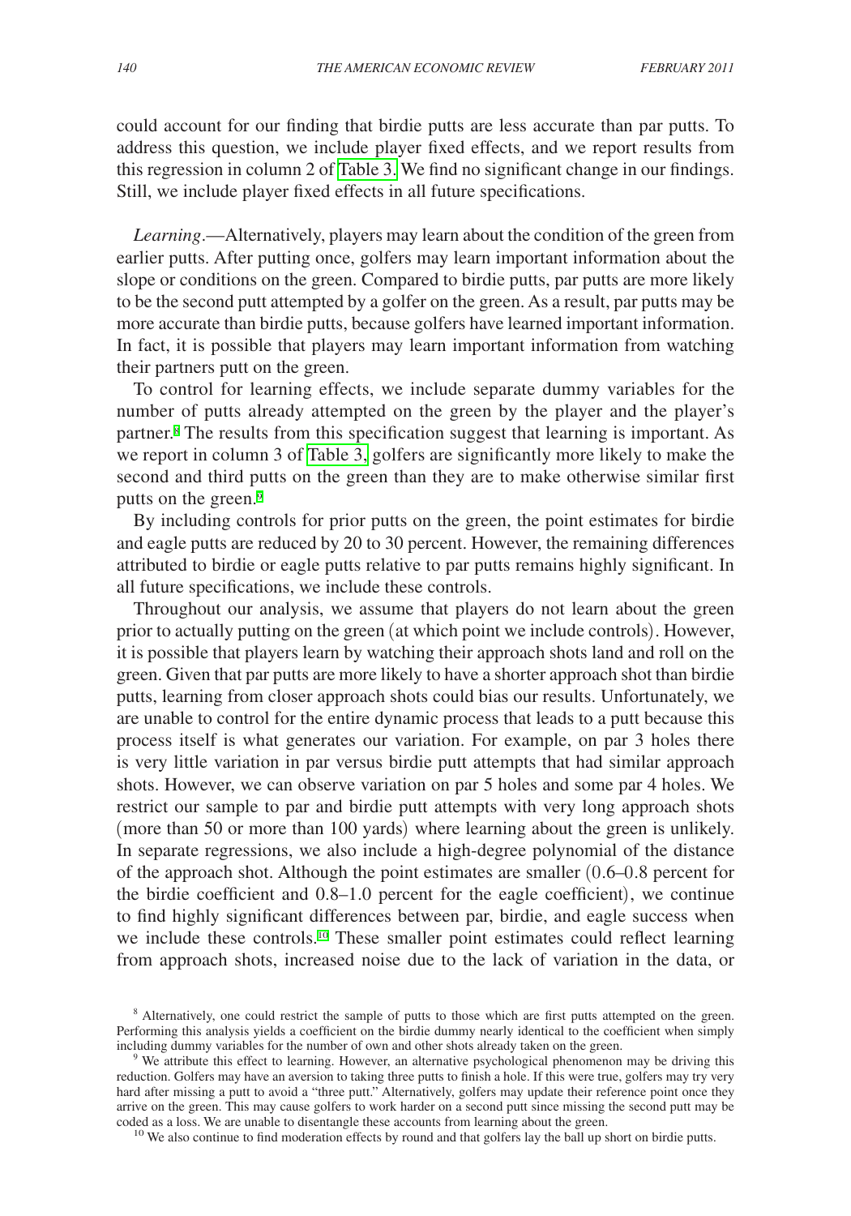could account for our finding that birdie putts are less accurate than par putts. To address this question, we include player fixed effects, and we report results from this regression in column 2 of Table 3. We find no significant change in our findings. Still, we include player fixed effects in all future specifications.

*Learning*.—Alternatively, players may learn about the condition of the green from earlier putts. After putting once, golfers may learn important information about the slope or conditions on the green. Compared to birdie putts, par putts are more likely to be the second putt attempted by a golfer on the green. As a result, par putts may be more accurate than birdie putts, because golfers have learned important information. In fact, it is possible that players may learn important information from watching their partners putt on the green.

To control for learning effects, we include separate dummy variables for the number of putts already attempted on the green by the player and the player's partner.[8] The results from this specification suggest that learning is important. As we report in column 3 of Table 3, golfers are significantly more likely to make the second and third putts on the green than they are to make otherwise similar first putts on the green.[9]

By including controls for prior putts on the green, the point estimates for birdie and eagle putts are reduced by 20 to 30 percent. However, the remaining differences attributed to birdie or eagle putts relative to par putts remains highly significant. In all future specifications, we include these controls.

Throughout our analysis, we assume that players do not learn about the green prior to actually putting on the green (at which point we include controls). However, it is possible that players learn by watching their approach shots land and roll on the green. Given that par putts are more likely to have a shorter approach shot than birdie putts, learning from closer approach shots could bias our results. Unfortunately, we are unable to control for the entire dynamic process that leads to a putt because this process itself is what generates our variation. For example, on par 3 holes there is very little variation in par versus birdie putt attempts that had similar approach shots. However, we can observe variation on par 5 holes and some par 4 holes. We restrict our sample to par and birdie putt attempts with very long approach shots (more than 50 or more than 100 yards) where learning about the green is unlikely. In separate regressions, we also include a high-degree polynomial of the distance of the approach shot. Although the point estimates are smaller (0.6–0.8 percent for the birdie coefficient and 0.8–1.0 percent for the eagle coefficient), we continue to find highly significant differences between par, birdie, and eagle success when we include these controls.[10] These smaller point estimates could reflect learning from approach shots, increased noise due to the lack of variation in the data, or

[8] Alternatively, one could restrict the sample of putts to those which are first putts attempted on the green. Performing this analysis yields a coefficient on the birdie dummy nearly identical to the coefficient when simply including dummy variables for the number of own and other shots already taken on the green.

[9] We attribute this effect to learning. However, an alternative psychological phenomenon may be driving this reduction. Golfers may have an aversion to taking three putts to finish a hole. If this were true, golfers may try very hard after missing a putt to avoid a "three putt." Alternatively, golfers may update their reference point once they arrive on the green. This may cause golfers to work harder on a second putt since missing the second putt may be coded as a loss. We are unable to disentangle these accounts from learning about the green.

[10] We also continue to find moderation effects by round and that golfers lay the ball up short on birdie putts.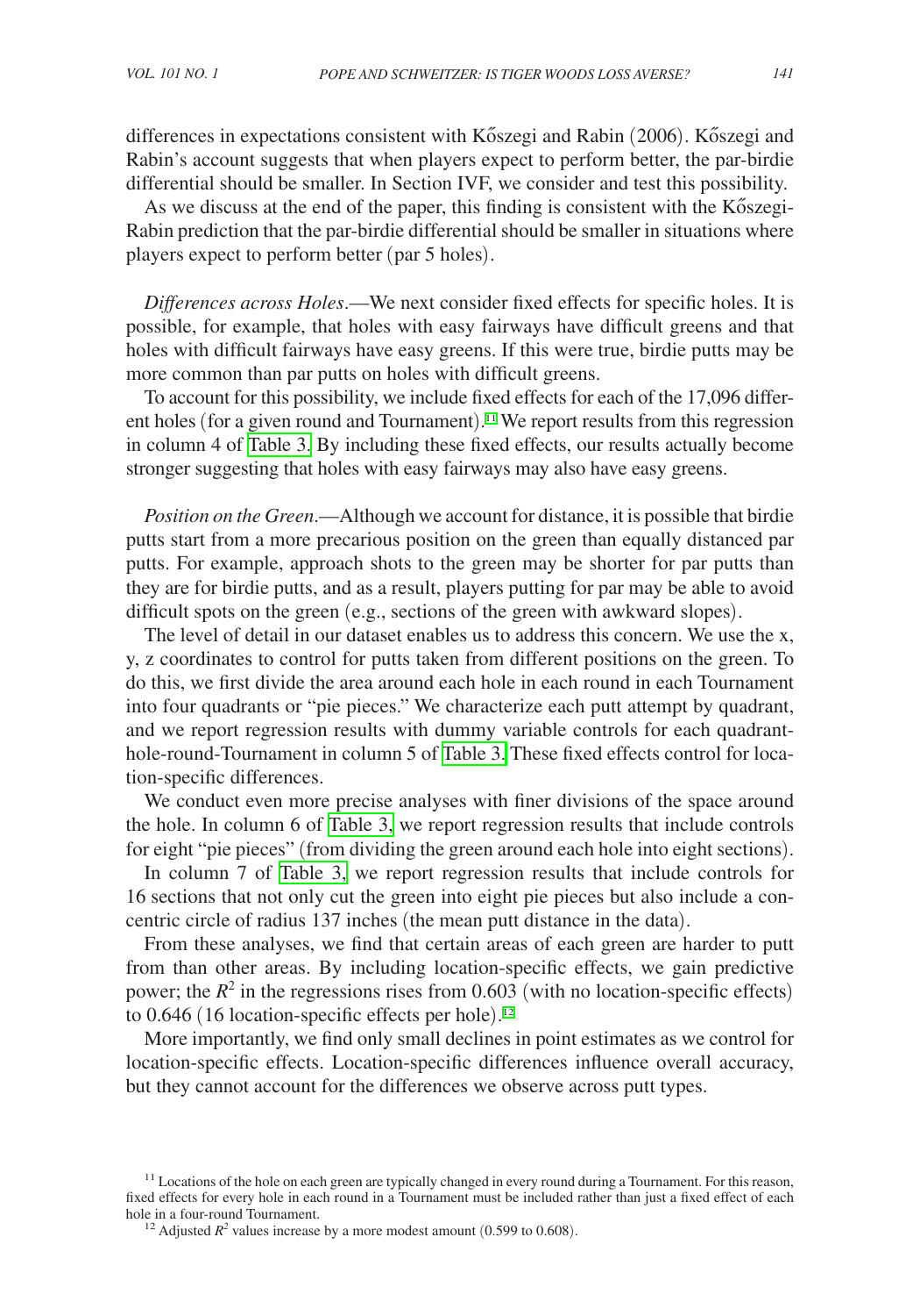differences in expectations consistent with Kőszegi and Rabin (2006). Kőszegi and Rabin's account suggests that when players expect to perform better, the par-birdie differential should be smaller. In Section IVF, we consider and test this possibility.

As we discuss at the end of the paper, this finding is consistent with the Kőszegi-Rabin prediction that the par-birdie differential should be smaller in situations where players expect to perform better (par 5 holes).

*Differences across Holes*.—We next consider fixed effects for specific holes. It is possible, for example, that holes with easy fairways have difficult greens and that holes with difficult fairways have easy greens. If this were true, birdie putts may be more common than par putts on holes with difficult greens.

To account for this possibility, we include fixed effects for each of the 17,096 different holes (for a given round and Tournament).[11] We report results from this regression in column 4 of Table 3. By including these fixed effects, our results actually become stronger suggesting that holes with easy fairways may also have easy greens.

*Position on the Green*.—Although we account for distance, it is possible that birdie putts start from a more precarious position on the green than equally distanced par putts. For example, approach shots to the green may be shorter for par putts than they are for birdie putts, and as a result, players putting for par may be able to avoid difficult spots on the green (e.g., sections of the green with awkward slopes).

The level of detail in our dataset enables us to address this concern. We use the x, y, z coordinates to control for putts taken from different positions on the green. To do this, we first divide the area around each hole in each round in each Tournament into four quadrants or "pie pieces." We characterize each putt attempt by quadrant, and we report regression results with dummy variable controls for each quadrant-hole-round-Tournament in column 5 of Table 3. These fixed effects control for location-specific differences.

We conduct even more precise analyses with finer divisions of the space around the hole. In column 6 of Table 3, we report regression results that include controls for eight "pie pieces" (from dividing the green around each hole into eight sections).

In column 7 of Table 3, we report regression results that include controls for 16 sections that not only cut the green into eight pie pieces but also include a concentric circle of radius 137 inches (the mean putt distance in the data).

From these analyses, we find that certain areas of each green are harder to putt from than other areas. By including location-specific effects, we gain predictive power; the $R^2$ in the regressions rises from 0.603 (with no location-specific effects) to 0.646 (16 location-specific effects per hole).[12]

More importantly, we find only small declines in point estimates as we control for location-specific effects. Location-specific differences influence overall accuracy, but they cannot account for the differences we observe across putt types.

[11] Locations of the hole on each green are typically changed in every round during a Tournament. For this reason, fixed effects for every hole in each round in a Tournament must be included rather than just a fixed effect of each hole in a four-round Tournament.

[12] Adjusted $R^2$ values increase by a more modest amount (0.599 to 0.608).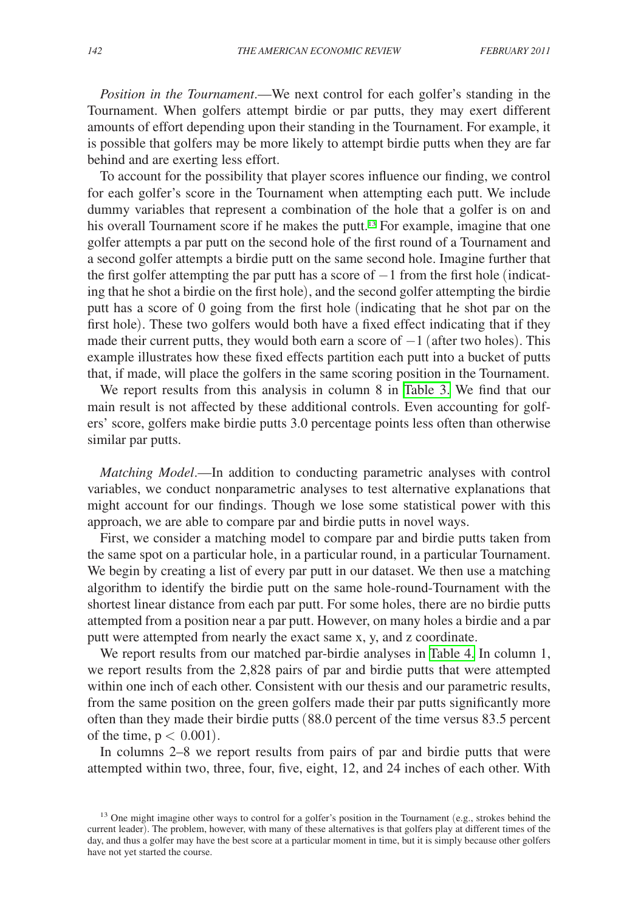*Position in the Tournament*.—We next control for each golfer's standing in the Tournament. When golfers attempt birdie or par putts, they may exert different amounts of effort depending upon their standing in the Tournament. For example, it is possible that golfers may be more likely to attempt birdie putts when they are far behind and are exerting less effort.

To account for the possibility that player scores influence our finding, we control for each golfer's score in the Tournament when attempting each putt. We include dummy variables that represent a combination of the hole that a golfer is on and his overall Tournament score if he makes the putt.[13] For example, imagine that one golfer attempts a par putt on the second hole of the first round of a Tournament and a second golfer attempts a birdie putt on the same second hole. Imagine further that the first golfer attempting the par putt has a score of $-1$ from the first hole (indicating that he shot a birdie on the first hole), and the second golfer attempting the birdie putt has a score of 0 going from the first hole (indicating that he shot par on the first hole). These two golfers would both have a fixed effect indicating that if they made their current putts, they would both earn a score of $-1$ (after two holes). This example illustrates how these fixed effects partition each putt into a bucket of putts that, if made, will place the golfers in the same scoring position in the Tournament.

We report results from this analysis in column 8 in Table 3. We find that our main result is not affected by these additional controls. Even accounting for golfers' score, golfers make birdie putts 3.0 percentage points less often than otherwise similar par putts.

*Matching Model*.—In addition to conducting parametric analyses with control variables, we conduct nonparametric analyses to test alternative explanations that might account for our findings. Though we lose some statistical power with this approach, we are able to compare par and birdie putts in novel ways.

First, we consider a matching model to compare par and birdie putts taken from the same spot on a particular hole, in a particular round, in a particular Tournament. We begin by creating a list of every par putt in our dataset. We then use a matching algorithm to identify the birdie putt on the same hole-round-Tournament with the shortest linear distance from each par putt. For some holes, there are no birdie putts attempted from a position near a par putt. However, on many holes a birdie and a par putt were attempted from nearly the exact same x, y, and z coordinate.

We report results from our matched par-birdie analyses in Table 4. In column 1, we report results from the 2,828 pairs of par and birdie putts that were attempted within one inch of each other. Consistent with our thesis and our parametric results, from the same position on the green golfers made their par putts significantly more often than they made their birdie putts (88.0 percent of the time versus 83.5 percent of the time, $p < 0.001$).

In columns 2–8 we report results from pairs of par and birdie putts that were attempted within two, three, four, five, eight, 12, and 24 inches of each other. With

[13] One might imagine other ways to control for a golfer's position in the Tournament (e.g., strokes behind the current leader). The problem, however, with many of these alternatives is that golfers play at different times of the day, and thus a golfer may have the best score at a particular moment in time, but it is simply because other golfers have not yet started the course.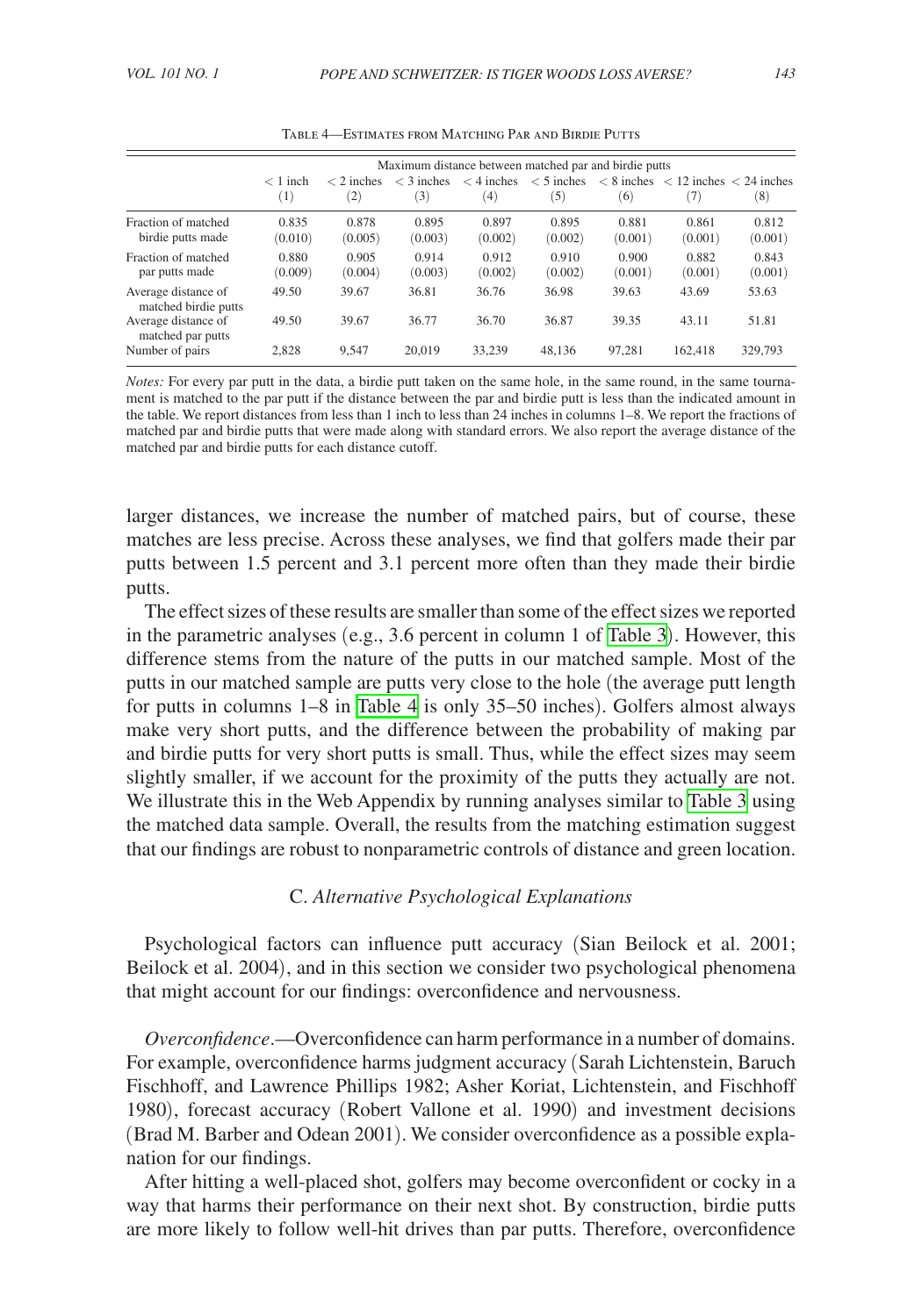Table 4—Estimates from Matching Par and Birdie Putts

| | Maximum distance between matched par and birdie putts | | | | | | | |
|---|---|---|---|---|---|---|---|---|
| | < 1 inch (1) | < 2 inches (2) | < 3 inches (3) | < 4 inches (4) | < 5 inches (5) | < 8 inches (6) | < 12 inches (7) | < 24 inches (8) |
| Fraction of matched birdie putts made | 0.835 (0.010) | 0.878 (0.005) | 0.895 (0.003) | 0.897 (0.002) | 0.895 (0.002) | 0.881 (0.001) | 0.861 (0.001) | 0.812 (0.001) |
| Fraction of matched par putts made | 0.880 (0.009) | 0.905 (0.004) | 0.914 (0.003) | 0.912 (0.002) | 0.910 (0.002) | 0.900 (0.001) | 0.882 (0.001) | 0.843 (0.001) |
| Average distance of matched birdie putts | 49.50 | 39.67 | 36.81 | 36.76 | 36.98 | 39.63 | 43.69 | 53.63 |
| Average distance of matched par putts | 49.50 | 39.67 | 36.77 | 36.70 | 36.87 | 39.35 | 43.11 | 51.81 |
| Number of pairs | 2,828 | 9,547 | 20,019 | 33,239 | 48,136 | 97,281 | 162,418 | 329,793 |

*Notes:* For every par putt in the data, a birdie putt taken on the same hole, in the same round, in the same tournament is matched to the par putt if the distance between the par and birdie putt is less than the indicated amount in the table. We report distances from less than 1 inch to less than 24 inches in columns 1–8. We report the fractions of matched par and birdie putts that were made along with standard errors. We also report the average distance of the matched par and birdie putts for each distance cutoff.

larger distances, we increase the number of matched pairs, but of course, these matches are less precise. Across these analyses, we find that golfers made their par putts between 1.5 percent and 3.1 percent more often than they made their birdie putts.

The effect sizes of these results are smaller than some of the effect sizes we reported in the parametric analyses (e.g., 3.6 percent in column 1 of Table 3). However, this difference stems from the nature of the putts in our matched sample. Most of the putts in our matched sample are putts very close to the hole (the average putt length for putts in columns 1–8 in Table 4 is only 35–50 inches). Golfers almost always make very short putts, and the difference between the probability of making par and birdie putts for very short putts is small. Thus, while the effect sizes may seem slightly smaller, if we account for the proximity of the putts they actually are not. We illustrate this in the Web Appendix by running analyses similar to Table 3 using the matched data sample. Overall, the results from the matching estimation suggest that our findings are robust to nonparametric controls of distance and green location.

### C. *Alternative Psychological Explanations*

Psychological factors can influence putt accuracy (Sian Beilock et al. 2001; Beilock et al. 2004), and in this section we consider two psychological phenomena that might account for our findings: overconfidence and nervousness.

*Overconfidence*.—Overconfidence can harm performance in a number of domains. For example, overconfidence harms judgment accuracy (Sarah Lichtenstein, Baruch Fischhoff, and Lawrence Phillips 1982; Asher Koriat, Lichtenstein, and Fischhoff 1980), forecast accuracy (Robert Vallone et al. 1990) and investment decisions (Brad M. Barber and Odean 2001). We consider overconfidence as a possible explanation for our findings.

After hitting a well-placed shot, golfers may become overconfident or cocky in a way that harms their performance on their next shot. By construction, birdie putts are more likely to follow well-hit drives than par putts. Therefore, overconfidence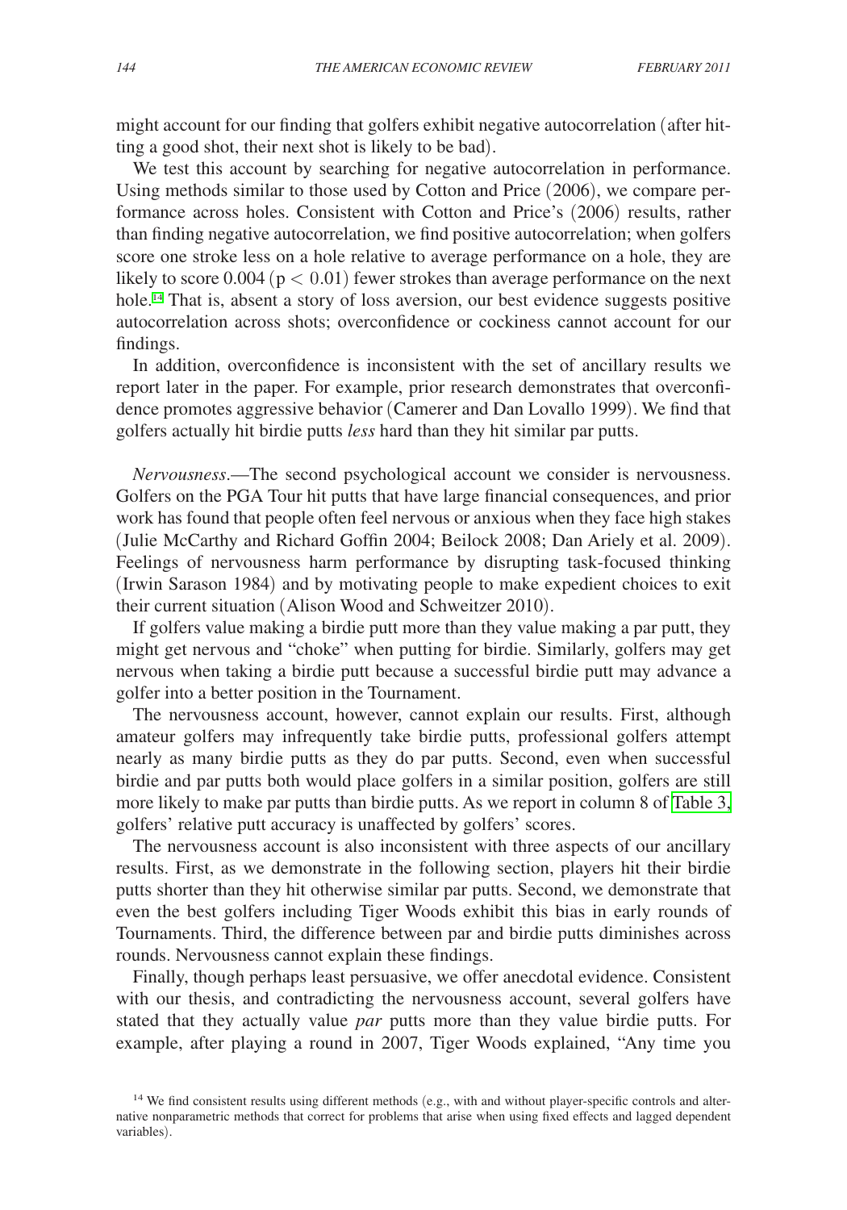might account for our finding that golfers exhibit negative autocorrelation (after hitting a good shot, their next shot is likely to be bad).

We test this account by searching for negative autocorrelation in performance. Using methods similar to those used by Cotton and Price (2006), we compare performance across holes. Consistent with Cotton and Price's (2006) results, rather than finding negative autocorrelation, we find positive autocorrelation; when golfers score one stroke less on a hole relative to average performance on a hole, they are likely to score 0.004 ($p < 0.01$) fewer strokes than average performance on the next hole.[14] That is, absent a story of loss aversion, our best evidence suggests positive autocorrelation across shots; overconfidence or cockiness cannot account for our findings.

In addition, overconfidence is inconsistent with the set of ancillary results we report later in the paper. For example, prior research demonstrates that overconfidence promotes aggressive behavior (Camerer and Dan Lovallo 1999). We find that golfers actually hit birdie putts *less* hard than they hit similar par putts.

*Nervousness*.—The second psychological account we consider is nervousness. Golfers on the PGA Tour hit putts that have large financial consequences, and prior work has found that people often feel nervous or anxious when they face high stakes (Julie McCarthy and Richard Goffin 2004; Beilock 2008; Dan Ariely et al. 2009). Feelings of nervousness harm performance by disrupting task-focused thinking (Irwin Sarason 1984) and by motivating people to make expedient choices to exit their current situation (Alison Wood and Schweitzer 2010).

If golfers value making a birdie putt more than they value making a par putt, they might get nervous and "choke" when putting for birdie. Similarly, golfers may get nervous when taking a birdie putt because a successful birdie putt may advance a golfer into a better position in the Tournament.

The nervousness account, however, cannot explain our results. First, although amateur golfers may infrequently take birdie putts, professional golfers attempt nearly as many birdie putts as they do par putts. Second, even when successful birdie and par putts both would place golfers in a similar position, golfers are still more likely to make par putts than birdie putts. As we report in column 8 of Table 3, golfers' relative putt accuracy is unaffected by golfers' scores.

The nervousness account is also inconsistent with three aspects of our ancillary results. First, as we demonstrate in the following section, players hit their birdie putts shorter than they hit otherwise similar par putts. Second, we demonstrate that even the best golfers including Tiger Woods exhibit this bias in early rounds of Tournaments. Third, the difference between par and birdie putts diminishes across rounds. Nervousness cannot explain these findings.

Finally, though perhaps least persuasive, we offer anecdotal evidence. Consistent with our thesis, and contradicting the nervousness account, several golfers have stated that they actually value *par* putts more than they value birdie putts. For example, after playing a round in 2007, Tiger Woods explained, "Any time you

[14] We find consistent results using different methods (e.g., with and without player-specific controls and alternative nonparametric methods that correct for problems that arise when using fixed effects and lagged dependent variables).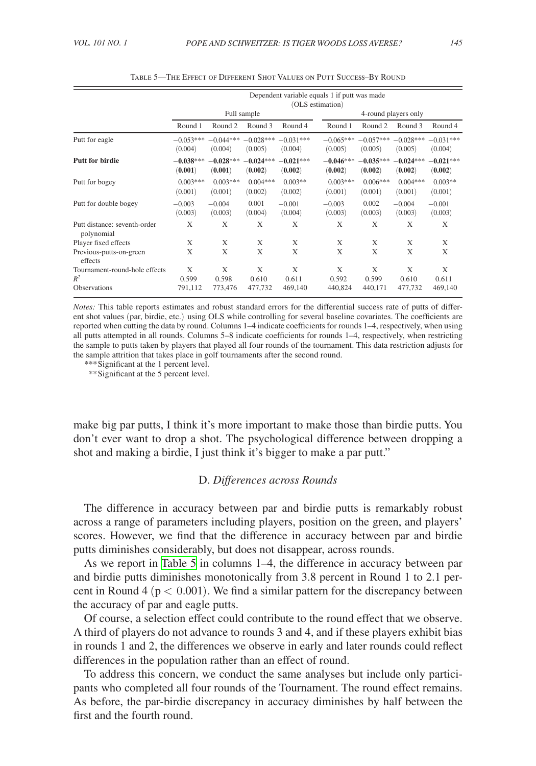Table 5—The Effect of Different Shot Values on Putt Success–By Round

| | Dependent variable equals 1 if putt was made (OLS estimation) | | | | | | | |
|---|---|---|---|---|---|---|---|---|
| | Full sample | | | | 4-round players only | | | |
| | Round 1 | Round 2 | Round 3 | Round 4 | Round 1 | Round 2 | Round 3 | Round 4 |
| Putt for eagle | −0.053*** | −0.044*** | −0.028*** | −0.031*** | −0.065*** | −0.057*** | −0.028*** | −0.031*** |
| | (0.004) | (0.004) | (0.005) | (0.004) | (0.005) | (0.005) | (0.005) | (0.004) |
| **Putt for birdie** | **−0.038***** | **−0.028***** | **−0.024***** | **−0.021***** | **−0.046***** | **−0.035***** | **−0.024***** | **−0.021***** |
| | **(0.001)** | **(0.001)** | **(0.002)** | **(0.002)** | **(0.002)** | **(0.002)** | **(0.002)** | **(0.002)** |
| Putt for bogey | 0.003*** | 0.003*** | 0.004*** | 0.003** | 0.003*** | 0.006*** | 0.004*** | 0.003** |
| | (0.001) | (0.001) | (0.002) | (0.002) | (0.001) | (0.001) | (0.001) | (0.001) |
| Putt for double bogey | −0.003 | −0.004 | 0.001 | −0.001 | −0.003 | 0.002 | −0.004 | −0.001 |
| | (0.003) | (0.003) | (0.004) | (0.004) | (0.003) | (0.003) | (0.003) | (0.003) |
| Putt distance: seventh-order polynomial | X | X | X | X | X | X | X | X |
| Player fixed effects | X | X | X | X | X | X | X | X |
| Previous-putts-on-green effects | X | X | X | X | X | X | X | X |
| Tournament-round-hole effects | X | X | X | X | X | X | X | X |
| $R^2$ | 0.599 | 0.598 | 0.610 | 0.611 | 0.592 | 0.599 | 0.610 | 0.611 |
| Observations | 791,112 | 773,476 | 477,732 | 469,140 | 440,824 | 440,171 | 477,732 | 469,140 |

*Notes:* This table reports estimates and robust standard errors for the differential success rate of putts of different shot values (par, birdie, etc.) using OLS while controlling for several baseline covariates. The coefficients are reported when cutting the data by round. Columns 1–4 indicate coefficients for rounds 1–4, respectively, when using all putts attempted in all rounds. Columns 5–8 indicate coefficients for rounds 1–4, respectively, when restricting the sample to putts taken by players that played all four rounds of the tournament. This data restriction adjusts for the sample attrition that takes place in golf tournaments after the second round.

***Significant at the 1 percent level.
**Significant at the 5 percent level.

make big par putts, I think it's more important to make those than birdie putts. You don't ever want to drop a shot. The psychological difference between dropping a shot and making a birdie, I just think it's bigger to make a par putt."

### D. *Differences across Rounds*

The difference in accuracy between par and birdie putts is remarkably robust across a range of parameters including players, position on the green, and players' scores. However, we find that the difference in accuracy between par and birdie putts diminishes considerably, but does not disappear, across rounds.

As we report in Table 5 in columns 1–4, the difference in accuracy between par and birdie putts diminishes monotonically from 3.8 percent in Round 1 to 2.1 percent in Round 4 ($p < 0.001$). We find a similar pattern for the discrepancy between the accuracy of par and eagle putts.

Of course, a selection effect could contribute to the round effect that we observe. A third of players do not advance to rounds 3 and 4, and if these players exhibit bias in rounds 1 and 2, the differences we observe in early and later rounds could reflect differences in the population rather than an effect of round.

To address this concern, we conduct the same analyses but include only participants who completed all four rounds of the Tournament. The round effect remains. As before, the par-birdie discrepancy in accuracy diminishes by half between the first and the fourth round.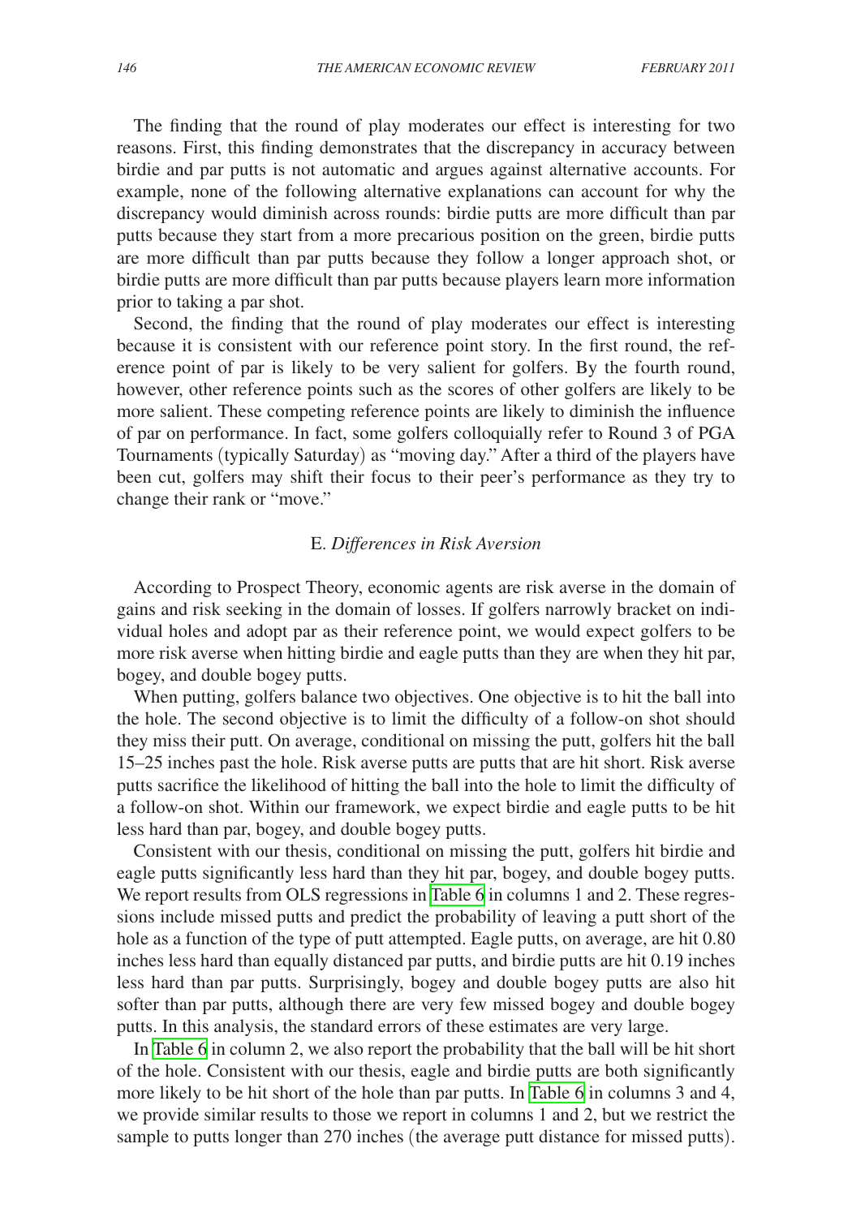The finding that the round of play moderates our effect is interesting for two reasons. First, this finding demonstrates that the discrepancy in accuracy between birdie and par putts is not automatic and argues against alternative accounts. For example, none of the following alternative explanations can account for why the discrepancy would diminish across rounds: birdie putts are more difficult than par putts because they start from a more precarious position on the green, birdie putts are more difficult than par putts because they follow a longer approach shot, or birdie putts are more difficult than par putts because players learn more information prior to taking a par shot.

Second, the finding that the round of play moderates our effect is interesting because it is consistent with our reference point story. In the first round, the reference point of par is likely to be very salient for golfers. By the fourth round, however, other reference points such as the scores of other golfers are likely to be more salient. These competing reference points are likely to diminish the influence of par on performance. In fact, some golfers colloquially refer to Round 3 of PGA Tournaments (typically Saturday) as "moving day." After a third of the players have been cut, golfers may shift their focus to their peer's performance as they try to change their rank or "move."

### E. *Differences in Risk Aversion*

According to Prospect Theory, economic agents are risk averse in the domain of gains and risk seeking in the domain of losses. If golfers narrowly bracket on individual holes and adopt par as their reference point, we would expect golfers to be more risk averse when hitting birdie and eagle putts than they are when they hit par, bogey, and double bogey putts.

When putting, golfers balance two objectives. One objective is to hit the ball into the hole. The second objective is to limit the difficulty of a follow-on shot should they miss their putt. On average, conditional on missing the putt, golfers hit the ball 15–25 inches past the hole. Risk averse putts are putts that are hit short. Risk averse putts sacrifice the likelihood of hitting the ball into the hole to limit the difficulty of a follow-on shot. Within our framework, we expect birdie and eagle putts to be hit less hard than par, bogey, and double bogey putts.

Consistent with our thesis, conditional on missing the putt, golfers hit birdie and eagle putts significantly less hard than they hit par, bogey, and double bogey putts. We report results from OLS regressions in Table 6 in columns 1 and 2. These regressions include missed putts and predict the probability of leaving a putt short of the hole as a function of the type of putt attempted. Eagle putts, on average, are hit 0.80 inches less hard than equally distanced par putts, and birdie putts are hit 0.19 inches less hard than par putts. Surprisingly, bogey and double bogey putts are also hit softer than par putts, although there are very few missed bogey and double bogey putts. In this analysis, the standard errors of these estimates are very large.

In Table 6 in column 2, we also report the probability that the ball will be hit short of the hole. Consistent with our thesis, eagle and birdie putts are both significantly more likely to be hit short of the hole than par putts. In Table 6 in columns 3 and 4, we provide similar results to those we report in columns 1 and 2, but we restrict the sample to putts longer than 270 inches (the average putt distance for missed putts).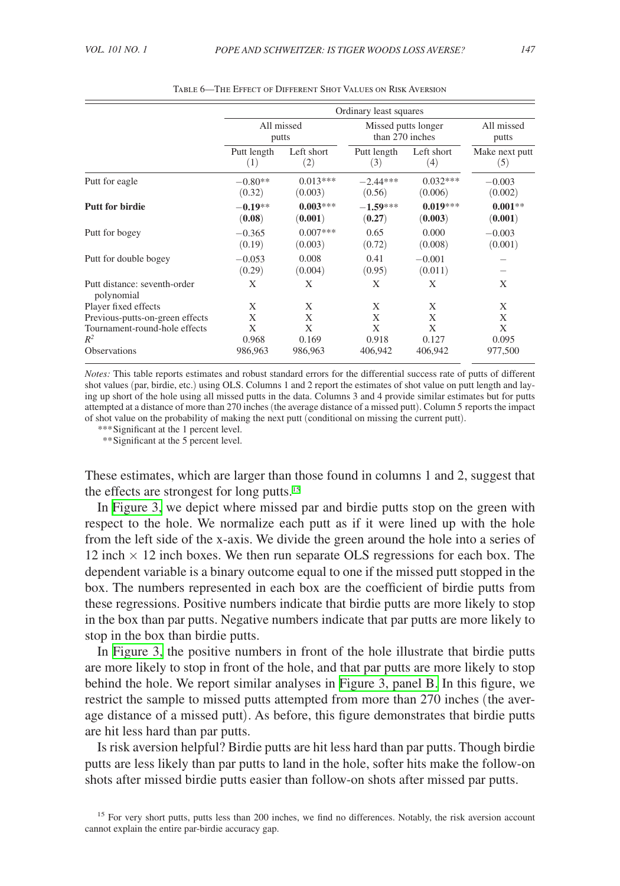Table 6—The Effect of Different Shot Values on Risk Aversion

| | Ordinary least squares | | | | |
|---|---|---|---|---|---|
| | All missed putts | | Missed putts longer than 270 inches | | All missed putts |
| | Putt length (1) | Left short (2) | Putt length (3) | Left short (4) | Make next putt (5) |
| Putt for eagle | −0.80** (0.32) | 0.013*** (0.003) | −2.44*** (0.56) | 0.032*** (0.006) | −0.003 (0.002) |
| **Putt for birdie** | **−0.19**** (**0.08**) | **0.003***** (**0.001**) | **−1.59***** (**0.27**) | **0.019***** (**0.003**) | **0.001**** (**0.001**) |
| Putt for bogey | −0.365 (0.19) | 0.007*** (0.003) | 0.65 (0.72) | 0.000 (0.008) | −0.003 (0.001) |
| Putt for double bogey | −0.053 (0.29) | 0.008 (0.004) | 0.41 (0.95) | −0.001 (0.011) | – – |
| Putt distance: seventh-order polynomial | X | X | X | X | X |
| Player fixed effects | X | X | X | X | X |
| Previous-putts-on-green effects | X | X | X | X | X |
| Tournament-round-hole effects | X | X | X | X | X |
| $R^2$ | 0.968 | 0.169 | 0.918 | 0.127 | 0.095 |
| Observations | 986,963 | 986,963 | 406,942 | 406,942 | 977,500 |

*Notes:* This table reports estimates and robust standard errors for the differential success rate of putts of different shot values (par, birdie, etc.) using OLS. Columns 1 and 2 report the estimates of shot value on putt length and laying up short of the hole using all missed putts in the data. Columns 3 and 4 provide similar estimates but for putts attempted at a distance of more than 270 inches (the average distance of a missed putt). Column 5 reports the impact of shot value on the probability of making the next putt (conditional on missing the current putt).

***Significant at the 1 percent level.

**Significant at the 5 percent level.

These estimates, which are larger than those found in columns 1 and 2, suggest that the effects are strongest for long putts.[15]

In Figure 3, we depict where missed par and birdie putts stop on the green with respect to the hole. We normalize each putt as if it were lined up with the hole from the left side of the x-axis. We divide the green around the hole into a series of 12 inch × 12 inch boxes. We then run separate OLS regressions for each box. The dependent variable is a binary outcome equal to one if the missed putt stopped in the box. The numbers represented in each box are the coefficient of birdie putts from these regressions. Positive numbers indicate that birdie putts are more likely to stop in the box than par putts. Negative numbers indicate that par putts are more likely to stop in the box than birdie putts.

In Figure 3, the positive numbers in front of the hole illustrate that birdie putts are more likely to stop in front of the hole, and that par putts are more likely to stop behind the hole. We report similar analyses in Figure 3, panel B. In this figure, we restrict the sample to missed putts attempted from more than 270 inches (the average distance of a missed putt). As before, this figure demonstrates that birdie putts are hit less hard than par putts.

Is risk aversion helpful? Birdie putts are hit less hard than par putts. Though birdie putts are less likely than par putts to land in the hole, softer hits make the follow-on shots after missed birdie putts easier than follow-on shots after missed par putts.

[15] For very short putts, putts less than 200 inches, we find no differences. Notably, the risk aversion account cannot explain the entire par-birdie accuracy gap.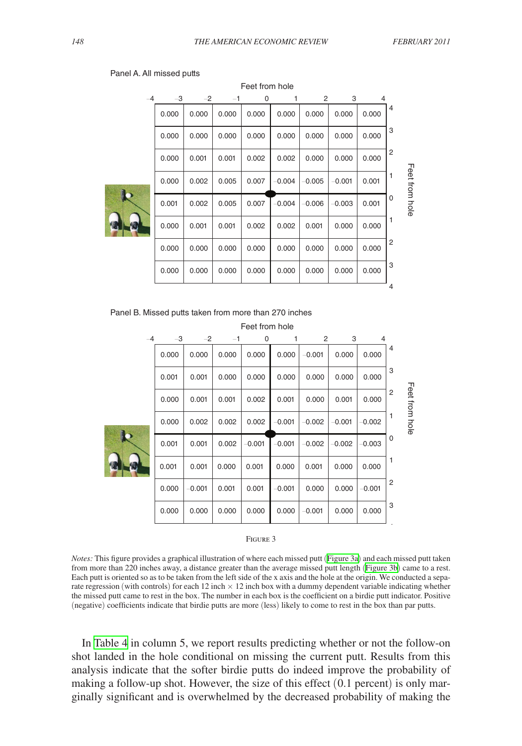Panel A. All missed putts

| | −4 to −3 | −3 to −2 | −2 to −1 | −1 to 0 | 0 to 1 | 1 to 2 | 2 to 3 | 3 to 4 |
|---|---|---|---|---|---|---|---|---|
| 4 to 3 | 0.000 | 0.000 | 0.000 | 0.000 | 0.000 | 0.000 | 0.000 | 0.000 |
| 3 to 2 | 0.000 | 0.000 | 0.000 | 0.000 | 0.000 | 0.000 | 0.000 | 0.000 |
| 2 to 1 | 0.000 | 0.001 | 0.001 | 0.002 | 0.002 | 0.000 | 0.000 | 0.000 |
| 1 to 0 | 0.000 | 0.002 | 0.005 | 0.007 | −0.004 | −0.005 | −0.001 | 0.001 |
| 0 to 1 | 0.001 | 0.002 | 0.005 | 0.007 | −0.004 | −0.006 | −0.003 | 0.001 |
| 1 to 2 | 0.000 | 0.001 | 0.001 | 0.002 | 0.002 | 0.001 | 0.000 | 0.000 |
| 2 to 3 | 0.000 | 0.000 | 0.000 | 0.000 | 0.000 | 0.000 | 0.000 | 0.000 |
| 3 to 4 | 0.000 | 0.000 | 0.000 | 0.000 | 0.000 | 0.000 | 0.000 | 0.000 |

Panel B. Missed putts taken from more than 270 inches

| | −4 to −3 | −3 to −2 | −2 to −1 | −1 to 0 | 0 to 1 | 1 to 2 | 2 to 3 | 3 to 4 |
|---|---|---|---|---|---|---|---|---|
| 4 to 3 | 0.000 | 0.000 | 0.000 | 0.000 | 0.000 | −0.001 | 0.000 | 0.000 |
| 3 to 2 | 0.001 | 0.001 | 0.000 | 0.000 | 0.000 | 0.000 | 0.000 | 0.000 |
| 2 to 1 | 0.000 | 0.001 | 0.001 | 0.002 | 0.001 | 0.000 | 0.001 | 0.000 |
| 1 to 0 | 0.000 | 0.002 | 0.002 | 0.002 | −0.001 | −0.002 | −0.001 | −0.002 |
| 0 to 1 | 0.001 | 0.001 | 0.002 | −0.001 | −0.001 | −0.002 | −0.002 | −0.003 |
| 1 to 2 | 0.001 | 0.001 | 0.000 | 0.001 | 0.000 | 0.001 | 0.000 | 0.000 |
| 2 to 3 | 0.000 | −0.001 | 0.001 | 0.001 | −0.001 | 0.000 | 0.000 | −0.001 |
| 3 to 4 | 0.000 | 0.000 | 0.000 | 0.000 | 0.000 | −0.001 | 0.000 | 0.000 |

Figure 3

*Notes:* This figure provides a graphical illustration of where each missed putt (Figure 3a) and each missed putt taken from more than 220 inches away, a distance greater than the average missed putt length (Figure 3b) came to a rest. Each putt is oriented so as to be taken from the left side of the x axis and the hole at the origin. We conducted a separate regression (with controls) for each 12 inch × 12 inch box with a dummy dependent variable indicating whether the missed putt came to rest in the box. The number in each box is the coefficient on a birdie putt indicator. Positive (negative) coefficients indicate that birdie putts are more (less) likely to come to rest in the box than par putts.

In Table 4 in column 5, we report results predicting whether or not the follow-on shot landed in the hole conditional on missing the current putt. Results from this analysis indicate that the softer birdie putts do indeed improve the probability of making a follow-up shot. However, the size of this effect (0.1 percent) is only marginally significant and is overwhelmed by the decreased probability of making the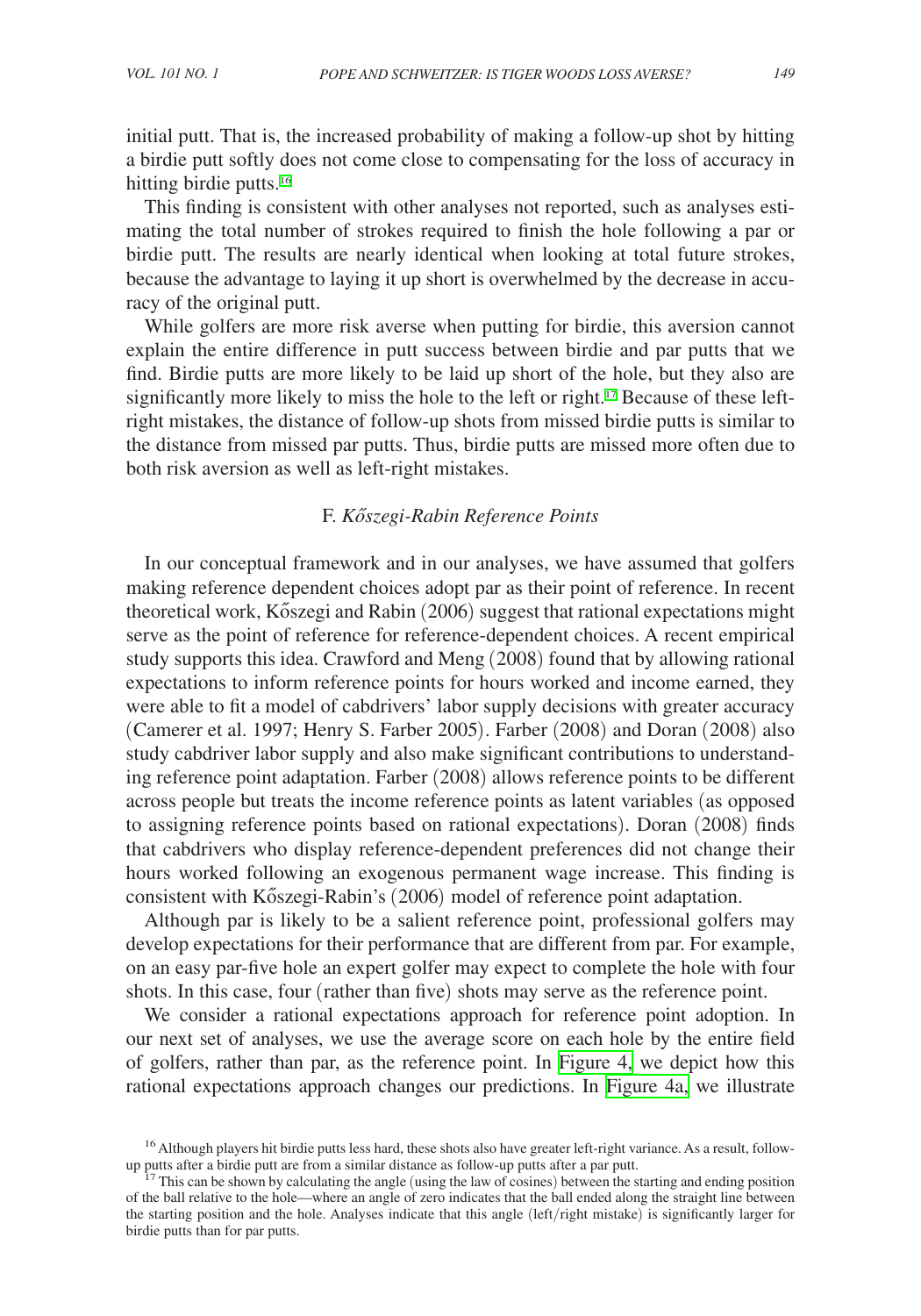initial putt. That is, the increased probability of making a follow-up shot by hitting a birdie putt softly does not come close to compensating for the loss of accuracy in hitting birdie putts.[16]

This finding is consistent with other analyses not reported, such as analyses estimating the total number of strokes required to finish the hole following a par or birdie putt. The results are nearly identical when looking at total future strokes, because the advantage to laying it up short is overwhelmed by the decrease in accuracy of the original putt.

While golfers are more risk averse when putting for birdie, this aversion cannot explain the entire difference in putt success between birdie and par putts that we find. Birdie putts are more likely to be laid up short of the hole, but they also are significantly more likely to miss the hole to the left or right.[17] Because of these left-right mistakes, the distance of follow-up shots from missed birdie putts is similar to the distance from missed par putts. Thus, birdie putts are missed more often due to both risk aversion as well as left-right mistakes.

### F. *Kőszegi-Rabin Reference Points*

In our conceptual framework and in our analyses, we have assumed that golfers making reference dependent choices adopt par as their point of reference. In recent theoretical work, Kőszegi and Rabin (2006) suggest that rational expectations might serve as the point of reference for reference-dependent choices. A recent empirical study supports this idea. Crawford and Meng (2008) found that by allowing rational expectations to inform reference points for hours worked and income earned, they were able to fit a model of cabdrivers' labor supply decisions with greater accuracy (Camerer et al. 1997; Henry S. Farber 2005). Farber (2008) and Doran (2008) also study cabdriver labor supply and also make significant contributions to understanding reference point adaptation. Farber (2008) allows reference points to be different across people but treats the income reference points as latent variables (as opposed to assigning reference points based on rational expectations). Doran (2008) finds that cabdrivers who display reference-dependent preferences did not change their hours worked following an exogenous permanent wage increase. This finding is consistent with Kőszegi-Rabin's (2006) model of reference point adaptation.

Although par is likely to be a salient reference point, professional golfers may develop expectations for their performance that are different from par. For example, on an easy par-five hole an expert golfer may expect to complete the hole with four shots. In this case, four (rather than five) shots may serve as the reference point.

We consider a rational expectations approach for reference point adoption. In our next set of analyses, we use the average score on each hole by the entire field of golfers, rather than par, as the reference point. In Figure 4, we depict how this rational expectations approach changes our predictions. In Figure 4a, we illustrate

[16] Although players hit birdie putts less hard, these shots also have greater left-right variance. As a result, follow-up putts after a birdie putt are from a similar distance as follow-up putts after a par putt.

[17] This can be shown by calculating the angle (using the law of cosines) between the starting and ending position of the ball relative to the hole—where an angle of zero indicates that the ball ended along the straight line between the starting position and the hole. Analyses indicate that this angle (left/right mistake) is significantly larger for birdie putts than for par putts.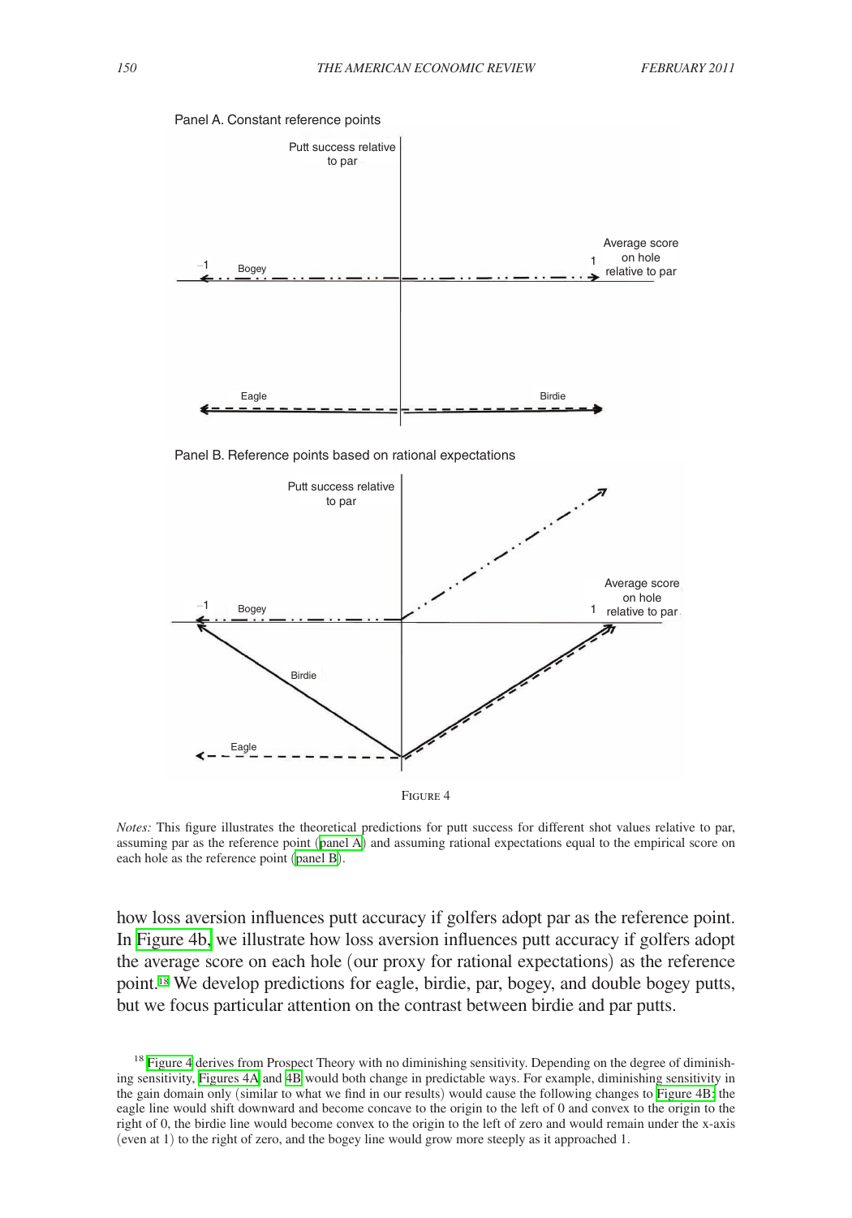Panel A. Constant reference points

Panel B. Reference points based on rational expectations

FIGURE 4

*Notes:* This figure illustrates the theoretical predictions for putt success for different shot values relative to par, assuming par as the reference point (panel A) and assuming rational expectations equal to the empirical score on each hole as the reference point (panel B).

how loss aversion influences putt accuracy if golfers adopt par as the reference point. In Figure 4b, we illustrate how loss aversion influences putt accuracy if golfers adopt the average score on each hole (our proxy for rational expectations) as the reference point.[18] We develop predictions for eagle, birdie, par, bogey, and double bogey putts, but we focus particular attention on the contrast between birdie and par putts.

[18] Figure 4 derives from Prospect Theory with no diminishing sensitivity. Depending on the degree of diminishing sensitivity, Figures 4A and 4B would both change in predictable ways. For example, diminishing sensitivity in the gain domain only (similar to what we find in our results) would cause the following changes to Figure 4B: the eagle line would shift downward and become concave to the origin to the left of 0 and convex to the origin to the right of 0, the birdie line would become convex to the origin to the left of zero and would remain under the x-axis (even at 1) to the right of zero, and the bogey line would grow more steeply as it approached 1.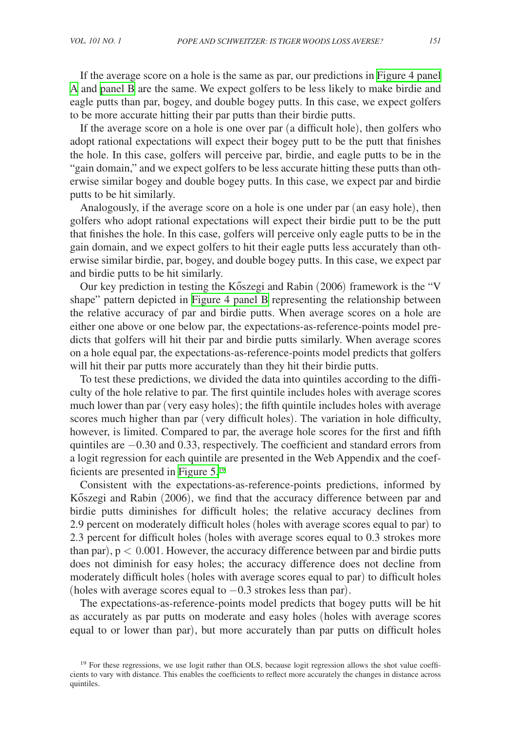If the average score on a hole is the same as par, our predictions in Figure 4 panel A and panel B are the same. We expect golfers to be less likely to make birdie and eagle putts than par, bogey, and double bogey putts. In this case, we expect golfers to be more accurate hitting their par putts than their birdie putts.

If the average score on a hole is one over par (a difficult hole), then golfers who adopt rational expectations will expect their bogey putt to be the putt that finishes the hole. In this case, golfers will perceive par, birdie, and eagle putts to be in the "gain domain," and we expect golfers to be less accurate hitting these putts than otherwise similar bogey and double bogey putts. In this case, we expect par and birdie putts to be hit similarly.

Analogously, if the average score on a hole is one under par (an easy hole), then golfers who adopt rational expectations will expect their birdie putt to be the putt that finishes the hole. In this case, golfers will perceive only eagle putts to be in the gain domain, and we expect golfers to hit their eagle putts less accurately than otherwise similar birdie, par, bogey, and double bogey putts. In this case, we expect par and birdie putts to be hit similarly.

Our key prediction in testing the Kőszegi and Rabin (2006) framework is the "V shape" pattern depicted in Figure 4 panel B representing the relationship between the relative accuracy of par and birdie putts. When average scores on a hole are either one above or one below par, the expectations-as-reference-points model predicts that golfers will hit their par and birdie putts similarly. When average scores on a hole equal par, the expectations-as-reference-points model predicts that golfers will hit their par putts more accurately than they hit their birdie putts.

To test these predictions, we divided the data into quintiles according to the difficulty of the hole relative to par. The first quintile includes holes with average scores much lower than par (very easy holes); the fifth quintile includes holes with average scores much higher than par (very difficult holes). The variation in hole difficulty, however, is limited. Compared to par, the average hole scores for the first and fifth quintiles are $-0.30$ and $0.33$, respectively. The coefficient and standard errors from a logit regression for each quintile are presented in the Web Appendix and the coefficients are presented in Figure 5.[19]

Consistent with the expectations-as-reference-points predictions, informed by Kőszegi and Rabin (2006), we find that the accuracy difference between par and birdie putts diminishes for difficult holes; the relative accuracy declines from 2.9 percent on moderately difficult holes (holes with average scores equal to par) to 2.3 percent for difficult holes (holes with average scores equal to 0.3 strokes more than par), $p < 0.001$. However, the accuracy difference between par and birdie putts does not diminish for easy holes; the accuracy difference does not decline from moderately difficult holes (holes with average scores equal to par) to difficult holes (holes with average scores equal to $-0.3$ strokes less than par).

The expectations-as-reference-points model predicts that bogey putts will be hit as accurately as par putts on moderate and easy holes (holes with average scores equal to or lower than par), but more accurately than par putts on difficult holes

[19] For these regressions, we use logit rather than OLS, because logit regression allows the shot value coefficients to vary with distance. This enables the coefficients to reflect more accurately the changes in distance across quintiles.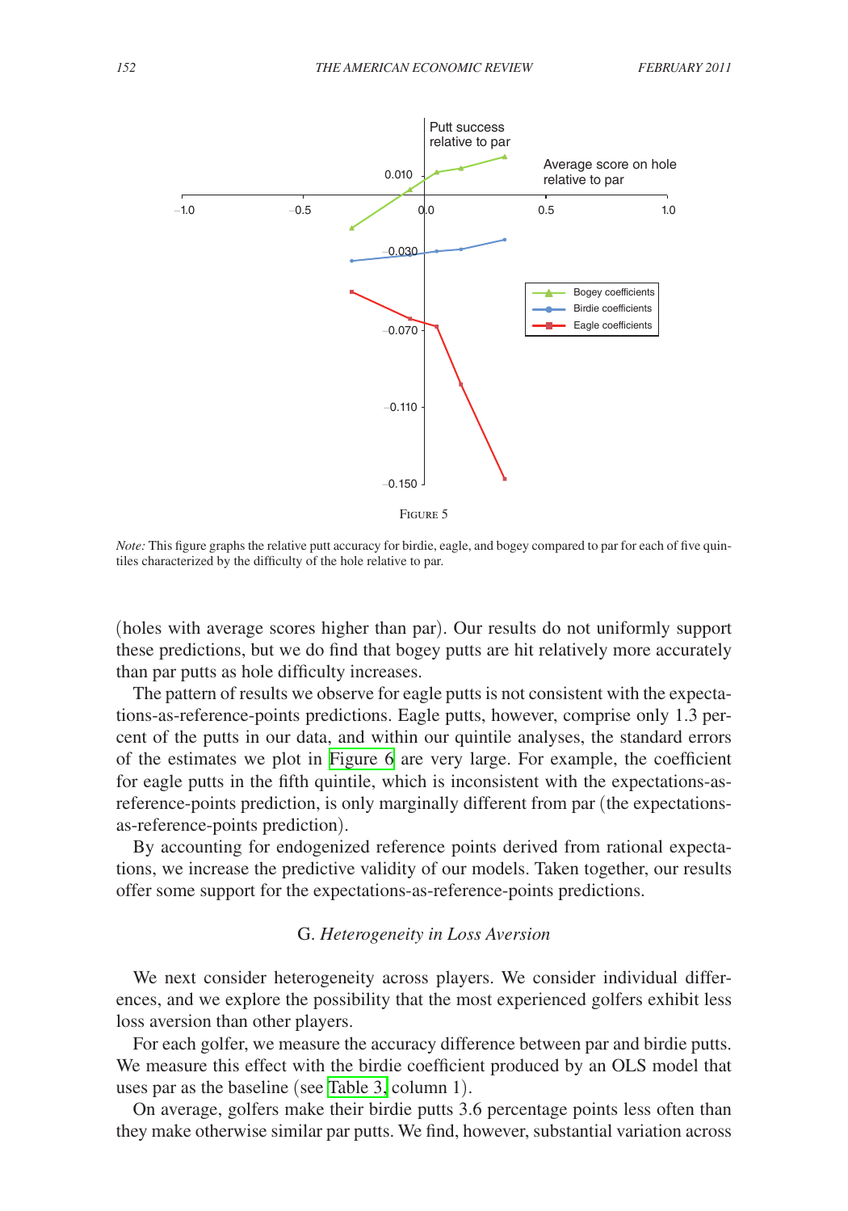Figure 5

*Note:* This figure graphs the relative putt accuracy for birdie, eagle, and bogey compared to par for each of five quintiles characterized by the difficulty of the hole relative to par.

(holes with average scores higher than par). Our results do not uniformly support these predictions, but we do find that bogey putts are hit relatively more accurately than par putts as hole difficulty increases.

The pattern of results we observe for eagle putts is not consistent with the expectations-as-reference-points predictions. Eagle putts, however, comprise only 1.3 percent of the putts in our data, and within our quintile analyses, the standard errors of the estimates we plot in Figure 6 are very large. For example, the coefficient for eagle putts in the fifth quintile, which is inconsistent with the expectations-as-reference-points prediction, is only marginally different from par (the expectations-as-reference-points prediction).

By accounting for endogenized reference points derived from rational expectations, we increase the predictive validity of our models. Taken together, our results offer some support for the expectations-as-reference-points predictions.

### G. *Heterogeneity in Loss Aversion*

We next consider heterogeneity across players. We consider individual differences, and we explore the possibility that the most experienced golfers exhibit less loss aversion than other players.

For each golfer, we measure the accuracy difference between par and birdie putts. We measure this effect with the birdie coefficient produced by an OLS model that uses par as the baseline (see Table 3, column 1).

On average, golfers make their birdie putts 3.6 percentage points less often than they make otherwise similar par putts. We find, however, substantial variation across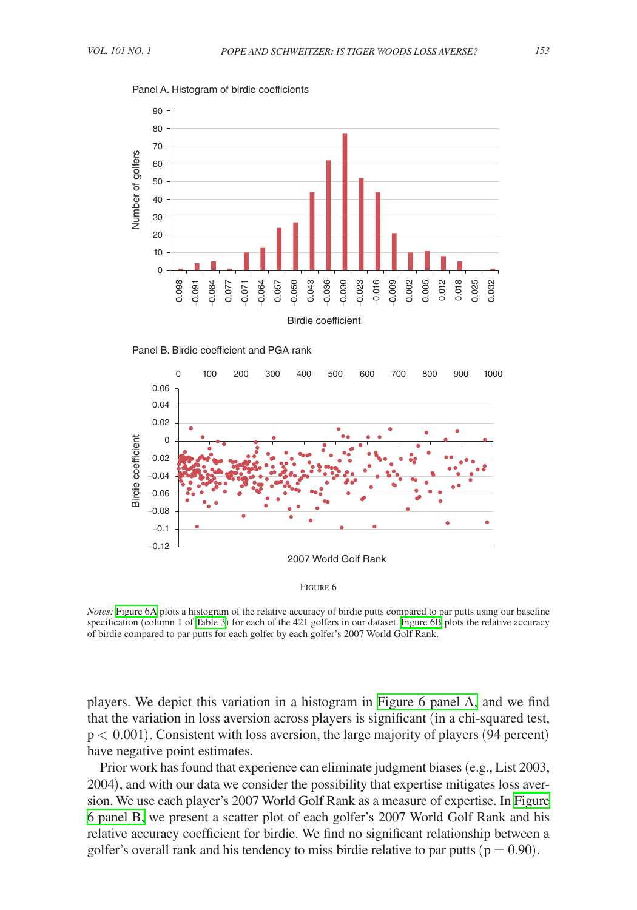Panel A. Histogram of birdie coefficients

Panel B. Birdie coefficient and PGA rank

Figure 6

*Notes:* Figure 6A plots a histogram of the relative accuracy of birdie putts compared to par putts using our baseline specification (column 1 of Table 3) for each of the 421 golfers in our dataset. Figure 6B plots the relative accuracy of birdie compared to par putts for each golfer by each golfer's 2007 World Golf Rank.

players. We depict this variation in a histogram in Figure 6 panel A, and we find that the variation in loss aversion across players is significant (in a chi-squared test, $p < 0.001$). Consistent with loss aversion, the large majority of players (94 percent) have negative point estimates.

Prior work has found that experience can eliminate judgment biases (e.g., List 2003, 2004), and with our data we consider the possibility that expertise mitigates loss aversion. We use each player's 2007 World Golf Rank as a measure of expertise. In Figure 6 panel B, we present a scatter plot of each golfer's 2007 World Golf Rank and his relative accuracy coefficient for birdie. We find no significant relationship between a golfer's overall rank and his tendency to miss birdie relative to par putts ($p = 0.90$).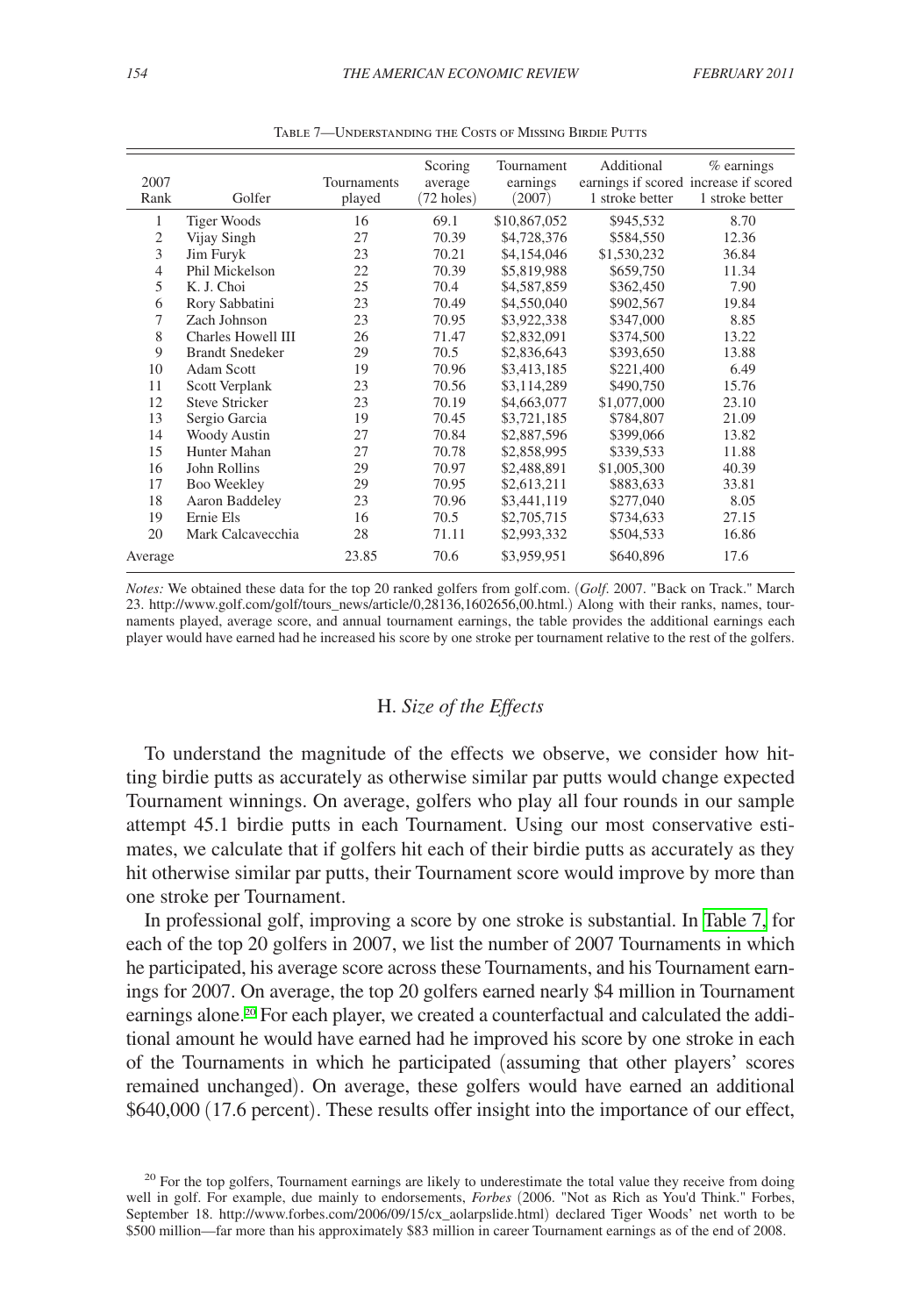Table 7—Understanding the Costs of Missing Birdie Putts

| 2007 Rank | Golfer | Tournaments played | Scoring average (72 holes) | Tournament earnings (2007) | Additional earnings if scored 1 stroke better | % earnings increase if scored 1 stroke better |
|---|---|---|---|---|---|---|
| 1 | Tiger Woods | 16 | 69.1 | $10,867,052 | $945,532 | 8.70 |
| 2 | Vijay Singh | 27 | 70.39 | $4,728,376 | $584,550 | 12.36 |
| 3 | Jim Furyk | 23 | 70.21 | $4,154,046 | $1,530,232 | 36.84 |
| 4 | Phil Mickelson | 22 | 70.39 | $5,819,988 | $659,750 | 11.34 |
| 5 | K. J. Choi | 25 | 70.4 | $4,587,859 | $362,450 | 7.90 |
| 6 | Rory Sabbatini | 23 | 70.49 | $4,550,040 | $902,567 | 19.84 |
| 7 | Zach Johnson | 23 | 70.95 | $3,922,338 | $347,000 | 8.85 |
| 8 | Charles Howell III | 26 | 71.47 | $2,832,091 | $374,500 | 13.22 |
| 9 | Brandt Snedeker | 29 | 70.5 | $2,836,643 | $393,650 | 13.88 |
| 10 | Adam Scott | 19 | 70.96 | $3,413,185 | $221,400 | 6.49 |
| 11 | Scott Verplank | 23 | 70.56 | $3,114,289 | $490,750 | 15.76 |
| 12 | Steve Stricker | 23 | 70.19 | $4,663,077 | $1,077,000 | 23.10 |
| 13 | Sergio Garcia | 19 | 70.45 | $3,721,185 | $784,807 | 21.09 |
| 14 | Woody Austin | 27 | 70.84 | $2,887,596 | $399,066 | 13.82 |
| 15 | Hunter Mahan | 27 | 70.78 | $2,858,995 | $339,533 | 11.88 |
| 16 | John Rollins | 29 | 70.97 | $2,488,891 | $1,005,300 | 40.39 |
| 17 | Boo Weekley | 29 | 70.95 | $2,613,211 | $883,633 | 33.81 |
| 18 | Aaron Baddeley | 23 | 70.96 | $3,441,119 | $277,040 | 8.05 |
| 19 | Ernie Els | 16 | 70.5 | $2,705,715 | $734,633 | 27.15 |
| 20 | Mark Calcavecchia | 28 | 71.11 | $2,993,332 | $504,533 | 16.86 |
| Average | | 23.85 | 70.6 | $3,959,951 | $640,896 | 17.6 |

*Notes:* We obtained these data for the top 20 ranked golfers from golf.com. (*Golf*. 2007. "Back on Track." March 23. http://www.golf.com/golf/tours_news/article/0,28136,1602656,00.html.) Along with their ranks, names, tournaments played, average score, and annual tournament earnings, the table provides the additional earnings each player would have earned had he increased his score by one stroke per tournament relative to the rest of the golfers.

### H. *Size of the Effects*

To understand the magnitude of the effects we observe, we consider how hitting birdie putts as accurately as otherwise similar par putts would change expected Tournament winnings. On average, golfers who play all four rounds in our sample attempt 45.1 birdie putts in each Tournament. Using our most conservative estimates, we calculate that if golfers hit each of their birdie putts as accurately as they hit otherwise similar par putts, their Tournament score would improve by more than one stroke per Tournament.

In professional golf, improving a score by one stroke is substantial. In Table 7, for each of the top 20 golfers in 2007, we list the number of 2007 Tournaments in which he participated, his average score across these Tournaments, and his Tournament earnings for 2007. On average, the top 20 golfers earned nearly $4 million in Tournament earnings alone.[20] For each player, we created a counterfactual and calculated the additional amount he would have earned had he improved his score by one stroke in each of the Tournaments in which he participated (assuming that other players' scores remained unchanged). On average, these golfers would have earned an additional $640,000 (17.6 percent). These results offer insight into the importance of our effect,

[20] For the top golfers, Tournament earnings are likely to underestimate the total value they receive from doing well in golf. For example, due mainly to endorsements, *Forbes* (2006. "Not as Rich as You'd Think." Forbes, September 18. http://www.forbes.com/2006/09/15/cx_aolarpslide.html) declared Tiger Woods' net worth to be $500 million—far more than his approximately $83 million in career Tournament earnings as of the end of 2008.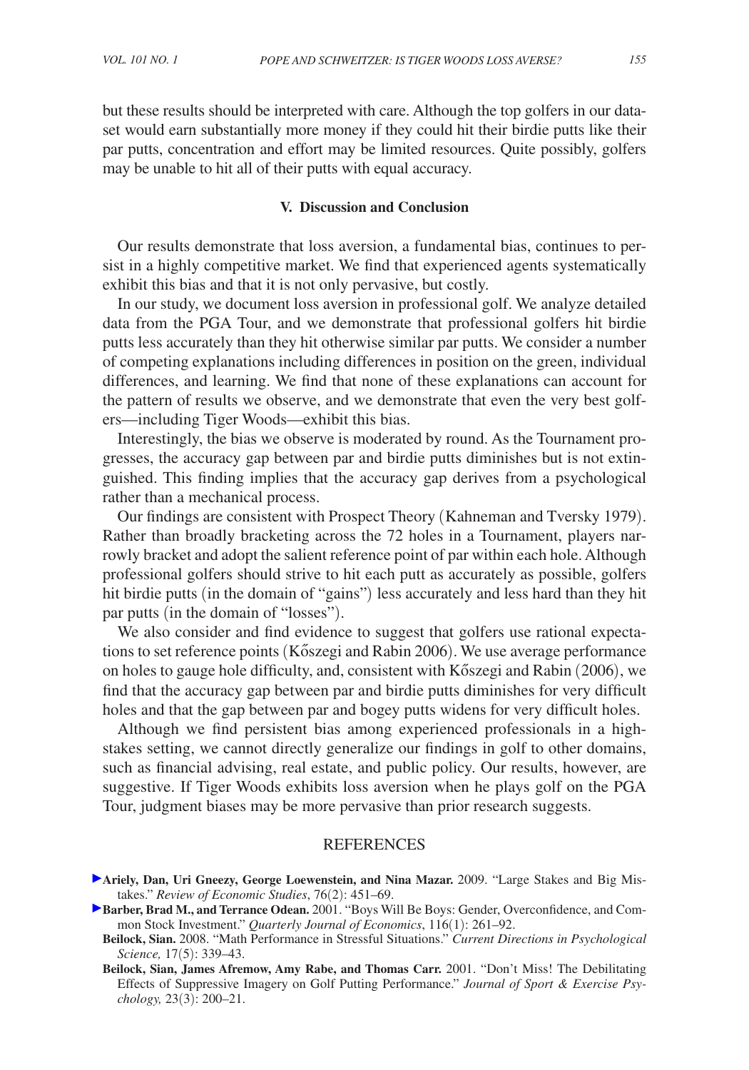but these results should be interpreted with care. Although the top golfers in our dataset would earn substantially more money if they could hit their birdie putts like their par putts, concentration and effort may be limited resources. Quite possibly, golfers may be unable to hit all of their putts with equal accuracy.

## V. Discussion and Conclusion

Our results demonstrate that loss aversion, a fundamental bias, continues to persist in a highly competitive market. We find that experienced agents systematically exhibit this bias and that it is not only pervasive, but costly.

In our study, we document loss aversion in professional golf. We analyze detailed data from the PGA Tour, and we demonstrate that professional golfers hit birdie putts less accurately than they hit otherwise similar par putts. We consider a number of competing explanations including differences in position on the green, individual differences, and learning. We find that none of these explanations can account for the pattern of results we observe, and we demonstrate that even the very best golfers—including Tiger Woods—exhibit this bias.

Interestingly, the bias we observe is moderated by round. As the Tournament progresses, the accuracy gap between par and birdie putts diminishes but is not extinguished. This finding implies that the accuracy gap derives from a psychological rather than a mechanical process.

Our findings are consistent with Prospect Theory (Kahneman and Tversky 1979). Rather than broadly bracketing across the 72 holes in a Tournament, players narrowly bracket and adopt the salient reference point of par within each hole. Although professional golfers should strive to hit each putt as accurately as possible, golfers hit birdie putts (in the domain of "gains") less accurately and less hard than they hit par putts (in the domain of "losses").

We also consider and find evidence to suggest that golfers use rational expectations to set reference points (Kőszegi and Rabin 2006). We use average performance on holes to gauge hole difficulty, and, consistent with Kőszegi and Rabin (2006), we find that the accuracy gap between par and birdie putts diminishes for very difficult holes and that the gap between par and bogey putts widens for very difficult holes.

Although we find persistent bias among experienced professionals in a high-stakes setting, we cannot directly generalize our findings in golf to other domains, such as financial advising, real estate, and public policy. Our results, however, are suggestive. If Tiger Woods exhibits loss aversion when he plays golf on the PGA Tour, judgment biases may be more pervasive than prior research suggests.

## REFERENCES

**Ariely, Dan, Uri Gneezy, George Loewenstein, and Nina Mazar.** 2009. "Large Stakes and Big Mistakes." *Review of Economic Studies*, 76(2): 451–69.

**Barber, Brad M., and Terrance Odean.** 2001. "Boys Will Be Boys: Gender, Overconfidence, and Common Stock Investment." *Quarterly Journal of Economics*, 116(1): 261–92.

**Beilock, Sian.** 2008. "Math Performance in Stressful Situations." *Current Directions in Psychological Science,* 17(5): 339–43.

**Beilock, Sian, James Afremow, Amy Rabe, and Thomas Carr.** 2001. "Don't Miss! The Debilitating Effects of Suppressive Imagery on Golf Putting Performance." *Journal of Sport & Exercise Psychology,* 23(3): 200–21.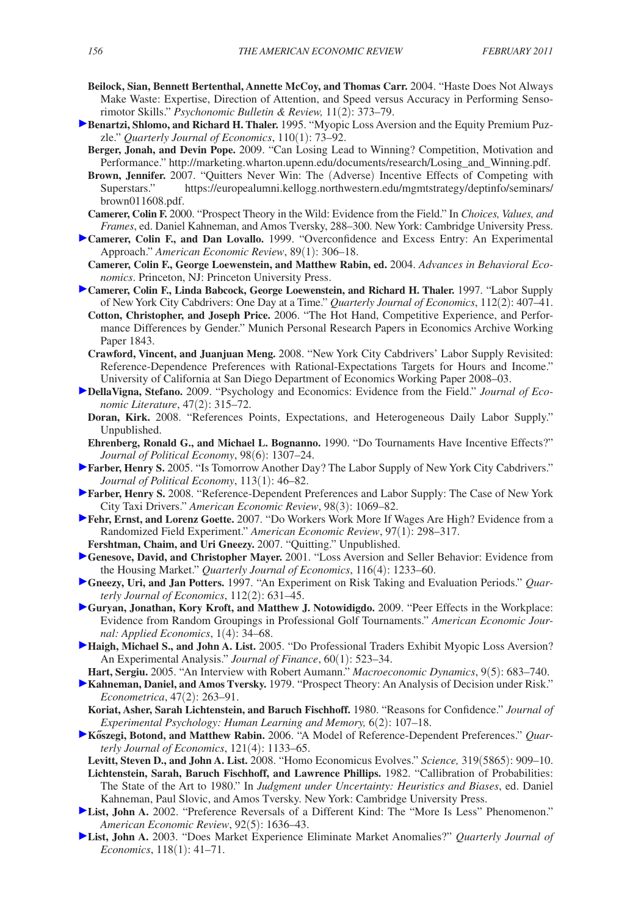**Beilock, Sian, Bennett Bertenthal, Annette McCoy, and Thomas Carr.** 2004. "Haste Does Not Always Make Waste: Expertise, Direction of Attention, and Speed versus Accuracy in Performing Sensorimotor Skills." *Psychonomic Bulletin & Review,* 11(2): 373–79.

**Benartzi, Shlomo, and Richard H. Thaler.** 1995. "Myopic Loss Aversion and the Equity Premium Puzzle." *Quarterly Journal of Economics*, 110(1): 73–92.

**Berger, Jonah, and Devin Pope.** 2009. "Can Losing Lead to Winning? Competition, Motivation and Performance." http://marketing.wharton.upenn.edu/documents/research/Losing_and_Winning.pdf.

**Brown, Jennifer.** 2007. "Quitters Never Win: The (Adverse) Incentive Effects of Competing with Superstars." https://europealumni.kellogg.northwestern.edu/mgmtstrategy/deptinfo/seminars/brown011608.pdf.

**Camerer, Colin F.** 2000. "Prospect Theory in the Wild: Evidence from the Field." In *Choices, Values, and Frames*, ed. Daniel Kahneman, and Amos Tversky, 288–300. New York: Cambridge University Press.

**Camerer, Colin F., and Dan Lovallo.** 1999. "Overconfidence and Excess Entry: An Experimental Approach." *American Economic Review*, 89(1): 306–18.

**Camerer, Colin F., George Loewenstein, and Matthew Rabin, ed.** 2004. *Advances in Behavioral Economics*. Princeton, NJ: Princeton University Press.

**Camerer, Colin F., Linda Babcock, George Loewenstein, and Richard H. Thaler.** 1997. "Labor Supply of New York City Cabdrivers: One Day at a Time." *Quarterly Journal of Economics*, 112(2): 407–41.

**Cotton, Christopher, and Joseph Price.** 2006. "The Hot Hand, Competitive Experience, and Performance Differences by Gender." Munich Personal Research Papers in Economics Archive Working Paper 1843.

**Crawford, Vincent, and Juanjuan Meng.** 2008. "New York City Cabdrivers' Labor Supply Revisited: Reference-Dependence Preferences with Rational-Expectations Targets for Hours and Income." University of California at San Diego Department of Economics Working Paper 2008–03.

**DellaVigna, Stefano.** 2009. "Psychology and Economics: Evidence from the Field." *Journal of Economic Literature*, 47(2): 315–72.

**Doran, Kirk.** 2008. "References Points, Expectations, and Heterogeneous Daily Labor Supply." Unpublished.

**Ehrenberg, Ronald G., and Michael L. Bognanno.** 1990. "Do Tournaments Have Incentive Effects?" *Journal of Political Economy*, 98(6): 1307–24.

**Farber, Henry S.** 2005. "Is Tomorrow Another Day? The Labor Supply of New York City Cabdrivers." *Journal of Political Economy*, 113(1): 46–82.

**Farber, Henry S.** 2008. "Reference-Dependent Preferences and Labor Supply: The Case of New York City Taxi Drivers." *American Economic Review*, 98(3): 1069–82.

**Fehr, Ernst, and Lorenz Goette.** 2007. "Do Workers Work More If Wages Are High? Evidence from a Randomized Field Experiment." *American Economic Review*, 97(1): 298–317.

**Fershtman, Chaim, and Uri Gneezy.** 2007. "Quitting." Unpublished.

**Genesove, David, and Christopher Mayer.** 2001. "Loss Aversion and Seller Behavior: Evidence from the Housing Market." *Quarterly Journal of Economics*, 116(4): 1233–60.

**Gneezy, Uri, and Jan Potters.** 1997. "An Experiment on Risk Taking and Evaluation Periods." *Quarterly Journal of Economics*, 112(2): 631–45.

**Guryan, Jonathan, Kory Kroft, and Matthew J. Notowidigdo.** 2009. "Peer Effects in the Workplace: Evidence from Random Groupings in Professional Golf Tournaments." *American Economic Journal: Applied Economics*, 1(4): 34–68.

**Haigh, Michael S., and John A. List.** 2005. "Do Professional Traders Exhibit Myopic Loss Aversion? An Experimental Analysis." *Journal of Finance*, 60(1): 523–34.

**Hart, Sergiu.** 2005. "An Interview with Robert Aumann." *Macroeconomic Dynamics*, 9(5): 683–740.

**Kahneman, Daniel, and Amos Tversky.** 1979. "Prospect Theory: An Analysis of Decision under Risk." *Econometrica*, 47(2): 263–91.

**Koriat, Asher, Sarah Lichtenstein, and Baruch Fischhoff.** 1980. "Reasons for Confidence." *Journal of Experimental Psychology: Human Learning and Memory,* 6(2): 107–18.

**Kőszegi, Botond, and Matthew Rabin.** 2006. "A Model of Reference-Dependent Preferences." *Quarterly Journal of Economics*, 121(4): 1133–65.

**Levitt, Steven D., and John A. List.** 2008. "Homo Economicus Evolves." *Science,* 319(5865): 909–10.

**Lichtenstein, Sarah, Baruch Fischhoff, and Lawrence Phillips.** 1982. "Callibration of Probabilities: The State of the Art to 1980." In *Judgment under Uncertainty: Heuristics and Biases*, ed. Daniel Kahneman, Paul Slovic, and Amos Tversky. New York: Cambridge University Press.

**List, John A.** 2002. "Preference Reversals of a Different Kind: The "More Is Less" Phenomenon." *American Economic Review*, 92(5): 1636–43.

**List, John A.** 2003. "Does Market Experience Eliminate Market Anomalies?" *Quarterly Journal of Economics*, 118(1): 41–71.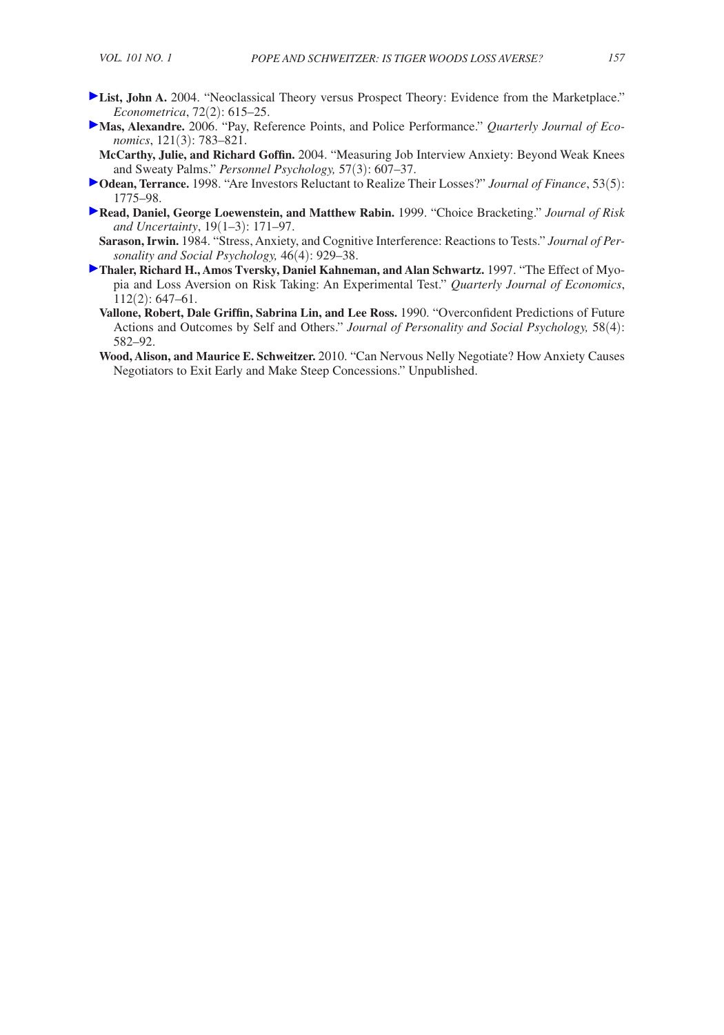**List, John A.** 2004. "Neoclassical Theory versus Prospect Theory: Evidence from the Marketplace." *Econometrica*, 72(2): 615–25.

**Mas, Alexandre.** 2006. "Pay, Reference Points, and Police Performance." *Quarterly Journal of Economics*, 121(3): 783–821.

**McCarthy, Julie, and Richard Goffin.** 2004. "Measuring Job Interview Anxiety: Beyond Weak Knees and Sweaty Palms." *Personnel Psychology,* 57(3): 607–37.

**Odean, Terrance.** 1998. "Are Investors Reluctant to Realize Their Losses?" *Journal of Finance*, 53(5): 1775–98.

**Read, Daniel, George Loewenstein, and Matthew Rabin.** 1999. "Choice Bracketing." *Journal of Risk and Uncertainty*, 19(1–3): 171–97.

**Sarason, Irwin.** 1984. "Stress, Anxiety, and Cognitive Interference: Reactions to Tests." *Journal of Personality and Social Psychology,* 46(4): 929–38.

**Thaler, Richard H., Amos Tversky, Daniel Kahneman, and Alan Schwartz.** 1997. "The Effect of Myopia and Loss Aversion on Risk Taking: An Experimental Test." *Quarterly Journal of Economics*, 112(2): 647–61.

**Vallone, Robert, Dale Griffin, Sabrina Lin, and Lee Ross.** 1990. "Overconfident Predictions of Future Actions and Outcomes by Self and Others." *Journal of Personality and Social Psychology,* 58(4): 582–92.

**Wood, Alison, and Maurice E. Schweitzer.** 2010. "Can Nervous Nelly Negotiate? How Anxiety Causes Negotiators to Exit Early and Make Steep Concessions." Unpublished.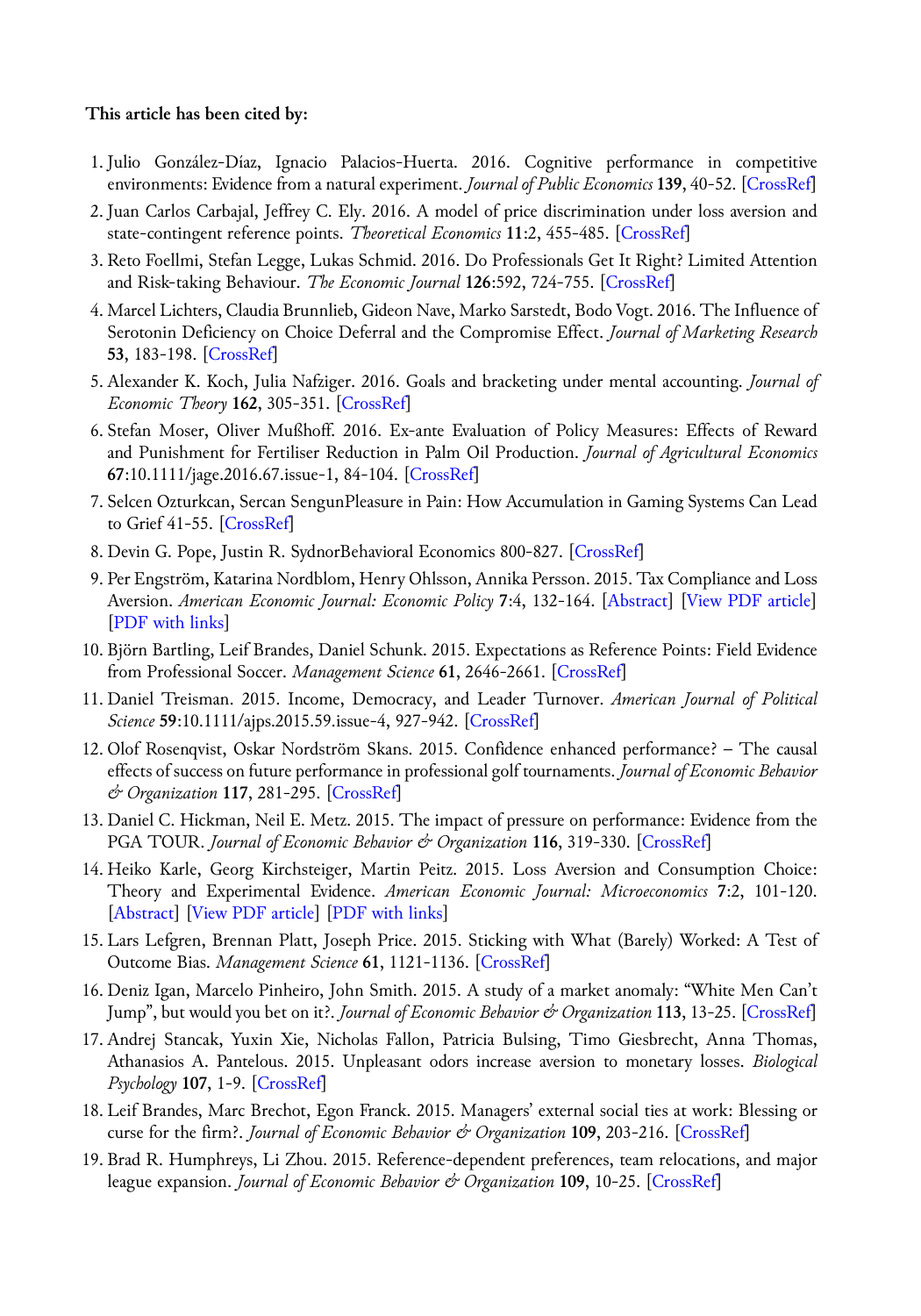**This article has been cited by:**

1. Julio González-Díaz, Ignacio Palacios-Huerta. 2016. Cognitive performance in competitive environments: Evidence from a natural experiment. *Journal of Public Economics* **139**, 40-52. [CrossRef]
2. Juan Carlos Carbajal, Jeffrey C. Ely. 2016. A model of price discrimination under loss aversion and state-contingent reference points. *Theoretical Economics* **11**:2, 455-485. [CrossRef]
3. Reto Foellmi, Stefan Legge, Lukas Schmid. 2016. Do Professionals Get It Right? Limited Attention and Risk-taking Behaviour. *The Economic Journal* **126**:592, 724-755. [CrossRef]
4. Marcel Lichters, Claudia Brunnlieb, Gideon Nave, Marko Sarstedt, Bodo Vogt. 2016. The Influence of Serotonin Deficiency on Choice Deferral and the Compromise Effect. *Journal of Marketing Research* **53**, 183-198. [CrossRef]
5. Alexander K. Koch, Julia Nafziger. 2016. Goals and bracketing under mental accounting. *Journal of Economic Theory* **162**, 305-351. [CrossRef]
6. Stefan Moser, Oliver Mußhoff. 2016. Ex-ante Evaluation of Policy Measures: Effects of Reward and Punishment for Fertiliser Reduction in Palm Oil Production. *Journal of Agricultural Economics* **67**:10.1111/jage.2016.67.issue-1, 84-104. [CrossRef]
7. Selcen Ozturkcan, Sercan SengunPleasure in Pain: How Accumulation in Gaming Systems Can Lead to Grief 41-55. [CrossRef]
8. Devin G. Pope, Justin R. SydnorBehavioral Economics 800-827. [CrossRef]
9. Per Engström, Katarina Nordblom, Henry Ohlsson, Annika Persson. 2015. Tax Compliance and Loss Aversion. *American Economic Journal: Economic Policy* **7**:4, 132-164. [Abstract] [View PDF article] [PDF with links]
10. Björn Bartling, Leif Brandes, Daniel Schunk. 2015. Expectations as Reference Points: Field Evidence from Professional Soccer. *Management Science* **61**, 2646-2661. [CrossRef]
11. Daniel Treisman. 2015. Income, Democracy, and Leader Turnover. *American Journal of Political Science* **59**:10.1111/ajps.2015.59.issue-4, 927-942. [CrossRef]
12. Olof Rosenqvist, Oskar Nordström Skans. 2015. Confidence enhanced performance? – The causal effects of success on future performance in professional golf tournaments. *Journal of Economic Behavior & Organization* **117**, 281-295. [CrossRef]
13. Daniel C. Hickman, Neil E. Metz. 2015. The impact of pressure on performance: Evidence from the PGA TOUR. *Journal of Economic Behavior & Organization* **116**, 319-330. [CrossRef]
14. Heiko Karle, Georg Kirchsteiger, Martin Peitz. 2015. Loss Aversion and Consumption Choice: Theory and Experimental Evidence. *American Economic Journal: Microeconomics* **7**:2, 101-120. [Abstract] [View PDF article] [PDF with links]
15. Lars Lefgren, Brennan Platt, Joseph Price. 2015. Sticking with What (Barely) Worked: A Test of Outcome Bias. *Management Science* **61**, 1121-1136. [CrossRef]
16. Deniz Igan, Marcelo Pinheiro, John Smith. 2015. A study of a market anomaly: "White Men Can't Jump", but would you bet on it?. *Journal of Economic Behavior & Organization* **113**, 13-25. [CrossRef]
17. Andrej Stancak, Yuxin Xie, Nicholas Fallon, Patricia Bulsing, Timo Giesbrecht, Anna Thomas, Athanasios A. Pantelous. 2015. Unpleasant odors increase aversion to monetary losses. *Biological Psychology* **107**, 1-9. [CrossRef]
18. Leif Brandes, Marc Brechot, Egon Franck. 2015. Managers' external social ties at work: Blessing or curse for the firm?. *Journal of Economic Behavior & Organization* **109**, 203-216. [CrossRef]
19. Brad R. Humphreys, Li Zhou. 2015. Reference-dependent preferences, team relocations, and major league expansion. *Journal of Economic Behavior & Organization* **109**, 10-25. [CrossRef]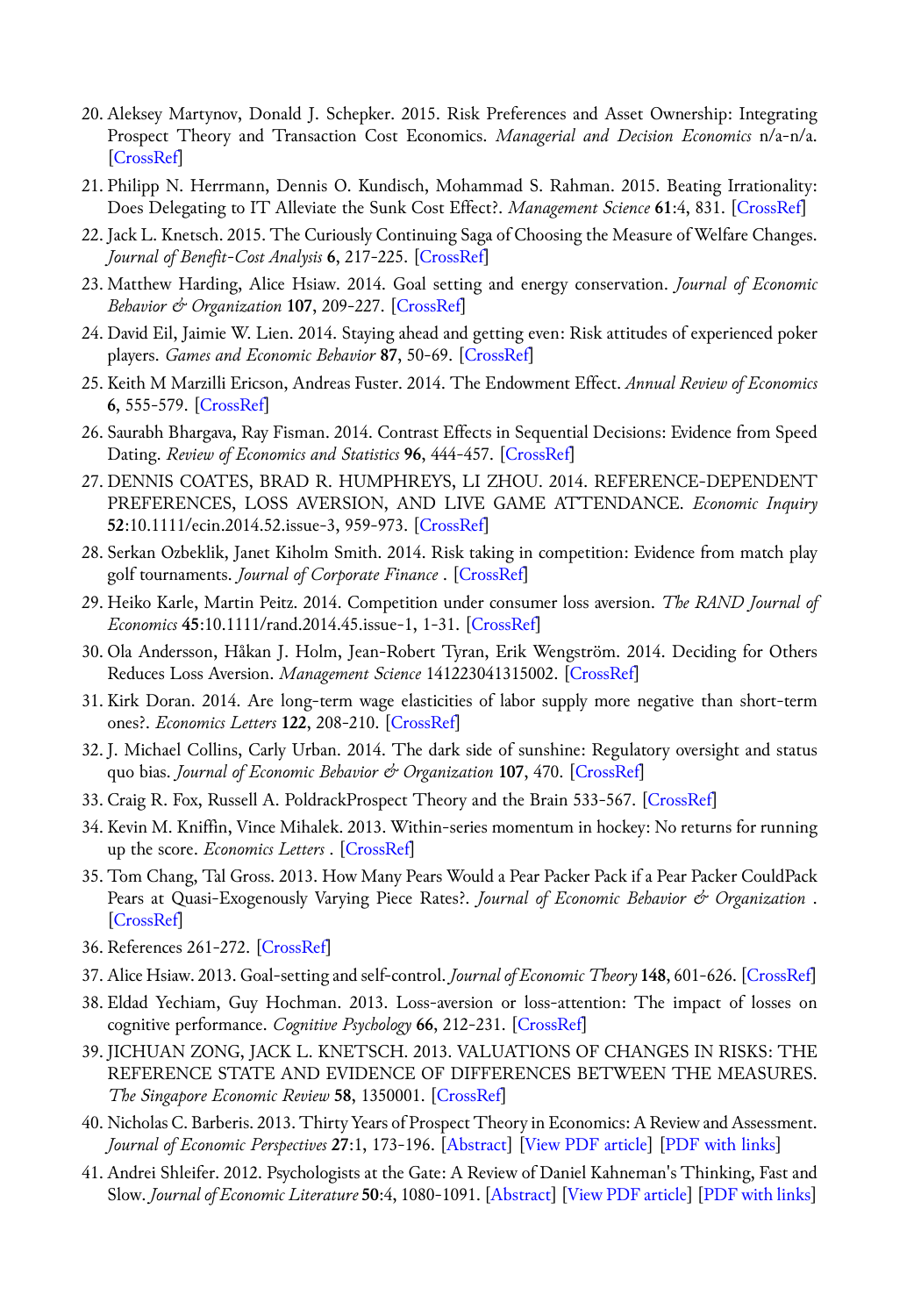20. Aleksey Martynov, Donald J. Schepker. 2015. Risk Preferences and Asset Ownership: Integrating Prospect Theory and Transaction Cost Economics. *Managerial and Decision Economics* n/a-n/a. [CrossRef]
21. Philipp N. Herrmann, Dennis O. Kundisch, Mohammad S. Rahman. 2015. Beating Irrationality: Does Delegating to IT Alleviate the Sunk Cost Effect?. *Management Science* **61**:4, 831. [CrossRef]
22. Jack L. Knetsch. 2015. The Curiously Continuing Saga of Choosing the Measure of Welfare Changes. *Journal of Benefit-Cost Analysis* **6**, 217-225. [CrossRef]
23. Matthew Harding, Alice Hsiaw. 2014. Goal setting and energy conservation. *Journal of Economic Behavior & Organization* **107**, 209-227. [CrossRef]
24. David Eil, Jaimie W. Lien. 2014. Staying ahead and getting even: Risk attitudes of experienced poker players. *Games and Economic Behavior* **87**, 50-69. [CrossRef]
25. Keith M Marzilli Ericson, Andreas Fuster. 2014. The Endowment Effect. *Annual Review of Economics* **6**, 555-579. [CrossRef]
26. Saurabh Bhargava, Ray Fisman. 2014. Contrast Effects in Sequential Decisions: Evidence from Speed Dating. *Review of Economics and Statistics* **96**, 444-457. [CrossRef]
27. DENNIS COATES, BRAD R. HUMPHREYS, LI ZHOU. 2014. REFERENCE-DEPENDENT PREFERENCES, LOSS AVERSION, AND LIVE GAME ATTENDANCE. *Economic Inquiry* **52**:10.1111/ecin.2014.52.issue-3, 959-973. [CrossRef]
28. Serkan Ozbeklik, Janet Kiholm Smith. 2014. Risk taking in competition: Evidence from match play golf tournaments. *Journal of Corporate Finance* . [CrossRef]
29. Heiko Karle, Martin Peitz. 2014. Competition under consumer loss aversion. *The RAND Journal of Economics* **45**:10.1111/rand.2014.45.issue-1, 1-31. [CrossRef]
30. Ola Andersson, Håkan J. Holm, Jean-Robert Tyran, Erik Wengström. 2014. Deciding for Others Reduces Loss Aversion. *Management Science* 141223041315002. [CrossRef]
31. Kirk Doran. 2014. Are long-term wage elasticities of labor supply more negative than short-term ones?. *Economics Letters* **122**, 208-210. [CrossRef]
32. J. Michael Collins, Carly Urban. 2014. The dark side of sunshine: Regulatory oversight and status quo bias. *Journal of Economic Behavior & Organization* **107**, 470. [CrossRef]
33. Craig R. Fox, Russell A. PoldrackProspect Theory and the Brain 533-567. [CrossRef]
34. Kevin M. Kniffin, Vince Mihalek. 2013. Within-series momentum in hockey: No returns for running up the score. *Economics Letters* . [CrossRef]
35. Tom Chang, Tal Gross. 2013. How Many Pears Would a Pear Packer Pack if a Pear Packer CouldPack Pears at Quasi-Exogenously Varying Piece Rates?. *Journal of Economic Behavior & Organization* . [CrossRef]
36. References 261-272. [CrossRef]
37. Alice Hsiaw. 2013. Goal-setting and self-control. *Journal of Economic Theory* **148**, 601-626. [CrossRef]
38. Eldad Yechiam, Guy Hochman. 2013. Loss-aversion or loss-attention: The impact of losses on cognitive performance. *Cognitive Psychology* **66**, 212-231. [CrossRef]
39. JICHUAN ZONG, JACK L. KNETSCH. 2013. VALUATIONS OF CHANGES IN RISKS: THE REFERENCE STATE AND EVIDENCE OF DIFFERENCES BETWEEN THE MEASURES. *The Singapore Economic Review* **58**, 1350001. [CrossRef]
40. Nicholas C. Barberis. 2013. Thirty Years of Prospect Theory in Economics: A Review and Assessment. *Journal of Economic Perspectives* **27**:1, 173-196. [Abstract] [View PDF article] [PDF with links]
41. Andrei Shleifer. 2012. Psychologists at the Gate: A Review of Daniel Kahneman's Thinking, Fast and Slow. *Journal of Economic Literature* **50**:4, 1080-1091. [Abstract] [View PDF article] [PDF with links]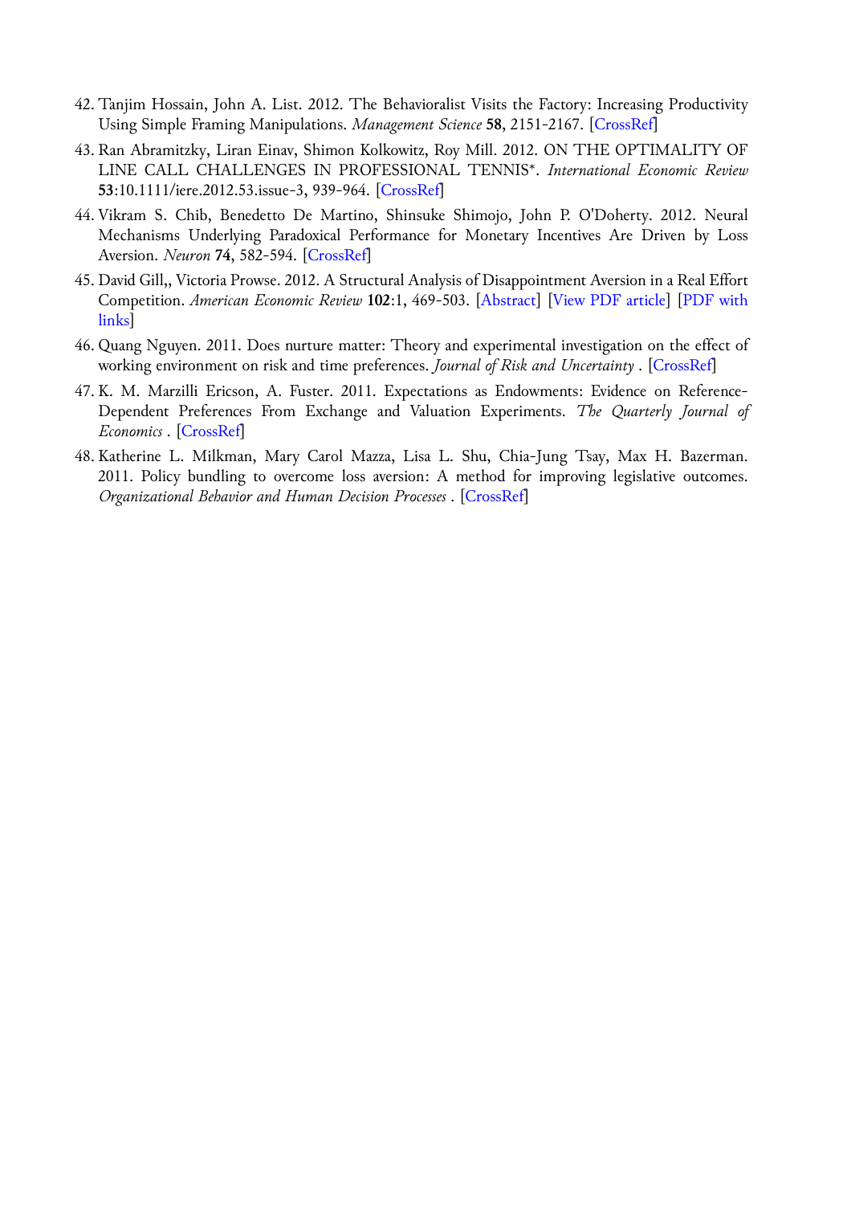42. Tanjim Hossain, John A. List. 2012. The Behavioralist Visits the Factory: Increasing Productivity Using Simple Framing Manipulations. *Management Science* **58**, 2151-2167. [CrossRef]
43. Ran Abramitzky, Liran Einav, Shimon Kolkowitz, Roy Mill. 2012. ON THE OPTIMALITY OF LINE CALL CHALLENGES IN PROFESSIONAL TENNIS*. *International Economic Review* **53**:10.1111/iere.2012.53.issue-3, 939-964. [CrossRef]
44. Vikram S. Chib, Benedetto De Martino, Shinsuke Shimojo, John P. O'Doherty. 2012. Neural Mechanisms Underlying Paradoxical Performance for Monetary Incentives Are Driven by Loss Aversion. *Neuron* **74**, 582-594. [CrossRef]
45. David Gill,, Victoria Prowse. 2012. A Structural Analysis of Disappointment Aversion in a Real Effort Competition. *American Economic Review* **102**:1, 469-503. [Abstract] [View PDF article] [PDF with links]
46. Quang Nguyen. 2011. Does nurture matter: Theory and experimental investigation on the effect of working environment on risk and time preferences. *Journal of Risk and Uncertainty* . [CrossRef]
47. K. M. Marzilli Ericson, A. Fuster. 2011. Expectations as Endowments: Evidence on Reference-Dependent Preferences From Exchange and Valuation Experiments. *The Quarterly Journal of Economics* . [CrossRef]
48. Katherine L. Milkman, Mary Carol Mazza, Lisa L. Shu, Chia-Jung Tsay, Max H. Bazerman. 2011. Policy bundling to overcome loss aversion: A method for improving legislative outcomes. *Organizational Behavior and Human Decision Processes* . [CrossRef]